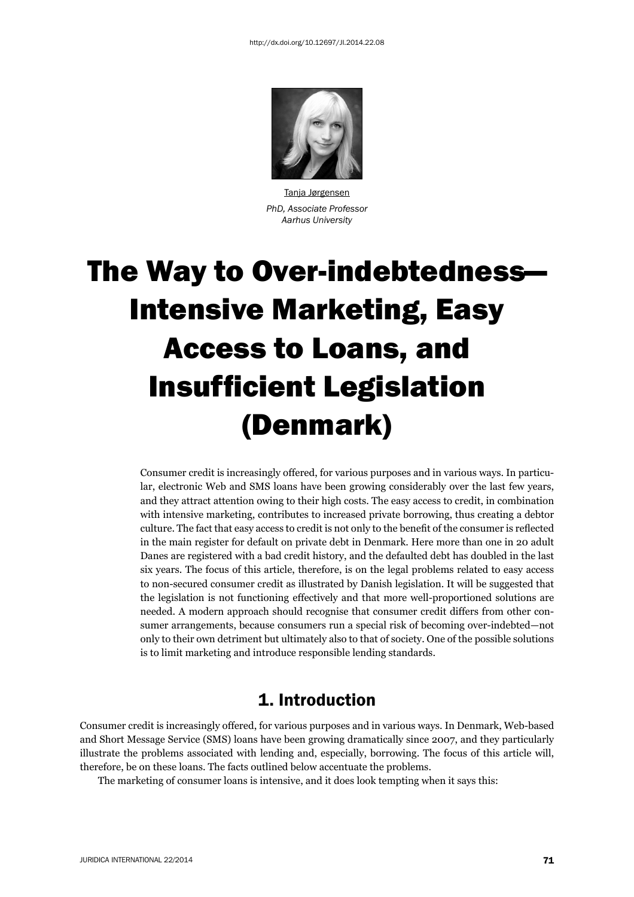http://dx.doi.org/10.12697/JI.2014.22.08

Tanja Jørgensen
*PhD, Associate Professor*
*Aarhus University*

# The Way to Over-indebtedness—Intensive Marketing, Easy Access to Loans, and Insufficient Legislation (Denmark)

Consumer credit is increasingly offered, for various purposes and in various ways. In particular, electronic Web and SMS loans have been growing considerably over the last few years, and they attract attention owing to their high costs. The easy access to credit, in combination with intensive marketing, contributes to increased private borrowing, thus creating a debtor culture. The fact that easy access to credit is not only to the benefit of the consumer is reflected in the main register for default on private debt in Denmark. Here more than one in 20 adult Danes are registered with a bad credit history, and the defaulted debt has doubled in the last six years. The focus of this article, therefore, is on the legal problems related to easy access to non-secured consumer credit as illustrated by Danish legislation. It will be suggested that the legislation is not functioning effectively and that more well-proportioned solutions are needed. A modern approach should recognise that consumer credit differs from other consumer arrangements, because consumers run a special risk of becoming over-indebted—not only to their own detriment but ultimately also to that of society. One of the possible solutions is to limit marketing and introduce responsible lending standards.

## 1. Introduction

Consumer credit is increasingly offered, for various purposes and in various ways. In Denmark, Web-based and Short Message Service (SMS) loans have been growing dramatically since 2007, and they particularly illustrate the problems associated with lending and, especially, borrowing. The focus of this article will, therefore, be on these loans. The facts outlined below accentuate the problems.

The marketing of consumer loans is intensive, and it does look tempting when it says this: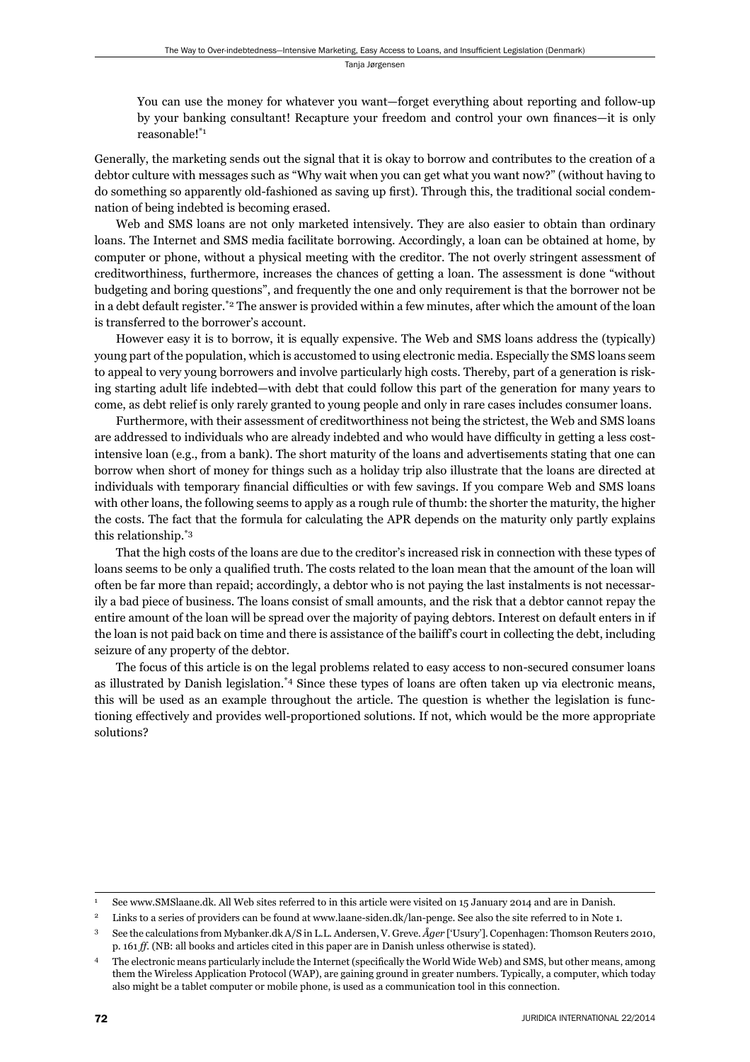> You can use the money for whatever you want—forget everything about reporting and follow-up by your banking consultant! Recapture your freedom and control your own finances—it is only reasonable![*1]

Generally, the marketing sends out the signal that it is okay to borrow and contributes to the creation of a debtor culture with messages such as "Why wait when you can get what you want now?" (without having to do something so apparently old-fashioned as saving up first). Through this, the traditional social condemnation of being indebted is becoming erased.

Web and SMS loans are not only marketed intensively. They are also easier to obtain than ordinary loans. The Internet and SMS media facilitate borrowing. Accordingly, a loan can be obtained at home, by computer or phone, without a physical meeting with the creditor. The not overly stringent assessment of creditworthiness, furthermore, increases the chances of getting a loan. The assessment is done "without budgeting and boring questions", and frequently the one and only requirement is that the borrower not be in a debt default register.[*2] The answer is provided within a few minutes, after which the amount of the loan is transferred to the borrower's account.

However easy it is to borrow, it is equally expensive. The Web and SMS loans address the (typically) young part of the population, which is accustomed to using electronic media. Especially the SMS loans seem to appeal to very young borrowers and involve particularly high costs. Thereby, part of a generation is risking starting adult life indebted—with debt that could follow this part of the generation for many years to come, as debt relief is only rarely granted to young people and only in rare cases includes consumer loans.

Furthermore, with their assessment of creditworthiness not being the strictest, the Web and SMS loans are addressed to individuals who are already indebted and who would have difficulty in getting a less cost-intensive loan (e.g., from a bank). The short maturity of the loans and advertisements stating that one can borrow when short of money for things such as a holiday trip also illustrate that the loans are directed at individuals with temporary financial difficulties or with few savings. If you compare Web and SMS loans with other loans, the following seems to apply as a rough rule of thumb: the shorter the maturity, the higher the costs. The fact that the formula for calculating the APR depends on the maturity only partly explains this relationship.[*3]

That the high costs of the loans are due to the creditor's increased risk in connection with these types of loans seems to be only a qualified truth. The costs related to the loan mean that the amount of the loan will often be far more than repaid; accordingly, a debtor who is not paying the last instalments is not necessarily a bad piece of business. The loans consist of small amounts, and the risk that a debtor cannot repay the entire amount of the loan will be spread over the majority of paying debtors. Interest on default enters in if the loan is not paid back on time and there is assistance of the bailiff's court in collecting the debt, including seizure of any property of the debtor.

The focus of this article is on the legal problems related to easy access to non-secured consumer loans as illustrated by Danish legislation.[*4] Since these types of loans are often taken up via electronic means, this will be used as an example throughout the article. The question is whether the legislation is functioning effectively and provides well-proportioned solutions. If not, which would be the more appropriate solutions?

---

1 See www.SMSlaane.dk. All Web sites referred to in this article were visited on 15 January 2014 and are in Danish.

2 Links to a series of providers can be found at www.laane-siden.dk/lan-penge. See also the site referred to in Note 1.

3 See the calculations from Mybanker.dk A/S in L.L. Andersen, V. Greve. *Åger* ['Usury']. Copenhagen: Thomson Reuters 2010, p. 161 *ff*. (NB: all books and articles cited in this paper are in Danish unless otherwise is stated).

4 The electronic means particularly include the Internet (specifically the World Wide Web) and SMS, but other means, among them the Wireless Application Protocol (WAP), are gaining ground in greater numbers. Typically, a computer, which today also might be a tablet computer or mobile phone, is used as a communication tool in this connection.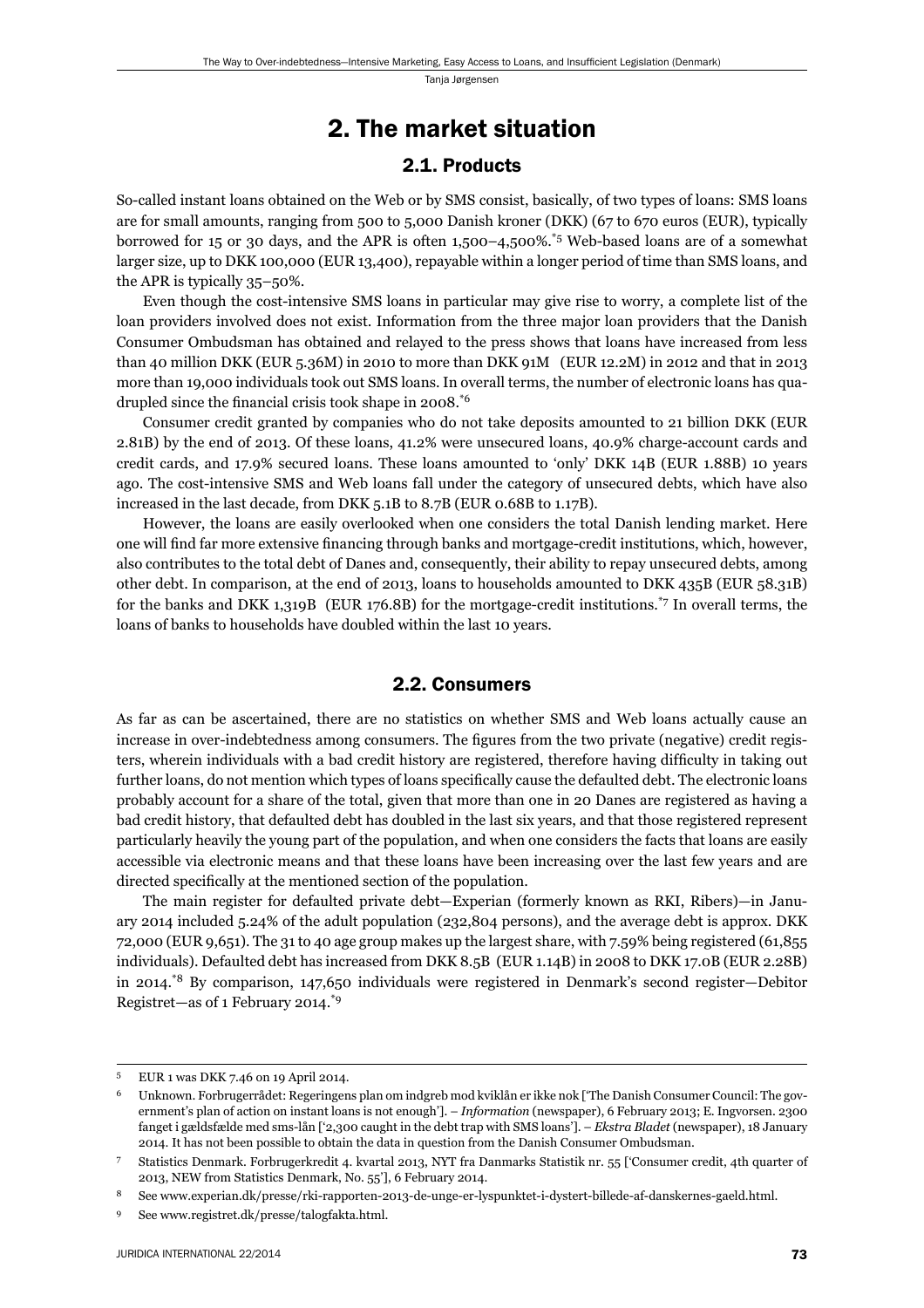# 2. The market situation

## 2.1. Products

So-called instant loans obtained on the Web or by SMS consist, basically, of two types of loans: SMS loans are for small amounts, ranging from 500 to 5,000 Danish kroner (DKK) (67 to 670 euros (EUR), typically borrowed for 15 or 30 days, and the APR is often 1,500–4,500%.[*5] Web-based loans are of a somewhat larger size, up to DKK 100,000 (EUR 13,400), repayable within a longer period of time than SMS loans, and the APR is typically 35–50%.

Even though the cost-intensive SMS loans in particular may give rise to worry, a complete list of the loan providers involved does not exist. Information from the three major loan providers that the Danish Consumer Ombudsman has obtained and relayed to the press shows that loans have increased from less than 40 million DKK (EUR 5.36M) in 2010 to more than DKK 91M (EUR 12.2M) in 2012 and that in 2013 more than 19,000 individuals took out SMS loans. In overall terms, the number of electronic loans has quadrupled since the financial crisis took shape in 2008.[*6]

Consumer credit granted by companies who do not take deposits amounted to 21 billion DKK (EUR 2.81B) by the end of 2013. Of these loans, 41.2% were unsecured loans, 40.9% charge-account cards and credit cards, and 17.9% secured loans. These loans amounted to 'only' DKK 14B (EUR 1.88B) 10 years ago. The cost-intensive SMS and Web loans fall under the category of unsecured debts, which have also increased in the last decade, from DKK 5.1B to 8.7B (EUR 0.68B to 1.17B).

However, the loans are easily overlooked when one considers the total Danish lending market. Here one will find far more extensive financing through banks and mortgage-credit institutions, which, however, also contributes to the total debt of Danes and, consequently, their ability to repay unsecured debts, among other debt. In comparison, at the end of 2013, loans to households amounted to DKK 435B (EUR 58.31B) for the banks and DKK 1,319B (EUR 176.8B) for the mortgage-credit institutions.[*7] In overall terms, the loans of banks to households have doubled within the last 10 years.

## 2.2. Consumers

As far as can be ascertained, there are no statistics on whether SMS and Web loans actually cause an increase in over-indebtedness among consumers. The figures from the two private (negative) credit registers, wherein individuals with a bad credit history are registered, therefore having difficulty in taking out further loans, do not mention which types of loans specifically cause the defaulted debt. The electronic loans probably account for a share of the total, given that more than one in 20 Danes are registered as having a bad credit history, that defaulted debt has doubled in the last six years, and that those registered represent particularly heavily the young part of the population, and when one considers the facts that loans are easily accessible via electronic means and that these loans have been increasing over the last few years and are directed specifically at the mentioned section of the population.

The main register for defaulted private debt—Experian (formerly known as RKI, Ribers)—in January 2014 included 5.24% of the adult population (232,804 persons), and the average debt is approx. DKK 72,000 (EUR 9,651). The 31 to 40 age group makes up the largest share, with 7.59% being registered (61,855 individuals). Defaulted debt has increased from DKK 8.5B (EUR 1.14B) in 2008 to DKK 17.0B (EUR 2.28B) in 2014.[*8] By comparison, 147,650 individuals were registered in Denmark's second register—Debitor Registret—as of 1 February 2014.[*9]

---

5 EUR 1 was DKK 7.46 on 19 April 2014.

6 Unknown. Forbrugerrådet: Regeringens plan om indgreb mod kviklån er ikke nok ['The Danish Consumer Council: The government's plan of action on instant loans is not enough']. – *Information* (newspaper), 6 February 2013; E. Ingvorsen. 2300 fanget i gældsfælde med sms-lån ['2,300 caught in the debt trap with SMS loans']. – *Ekstra Bladet* (newspaper), 18 January 2014. It has not been possible to obtain the data in question from the Danish Consumer Ombudsman.

7 Statistics Denmark. Forbrugerkredit 4. kvartal 2013, NYT fra Danmarks Statistik nr. 55 ['Consumer credit, 4th quarter of 2013, NEW from Statistics Denmark, No. 55'], 6 February 2014.

8 See www.experian.dk/presse/rki-rapporten-2013-de-unge-er-lyspunktet-i-dystert-billede-af-danskernes-gaeld.html.

9 See www.registret.dk/presse/talogfakta.html.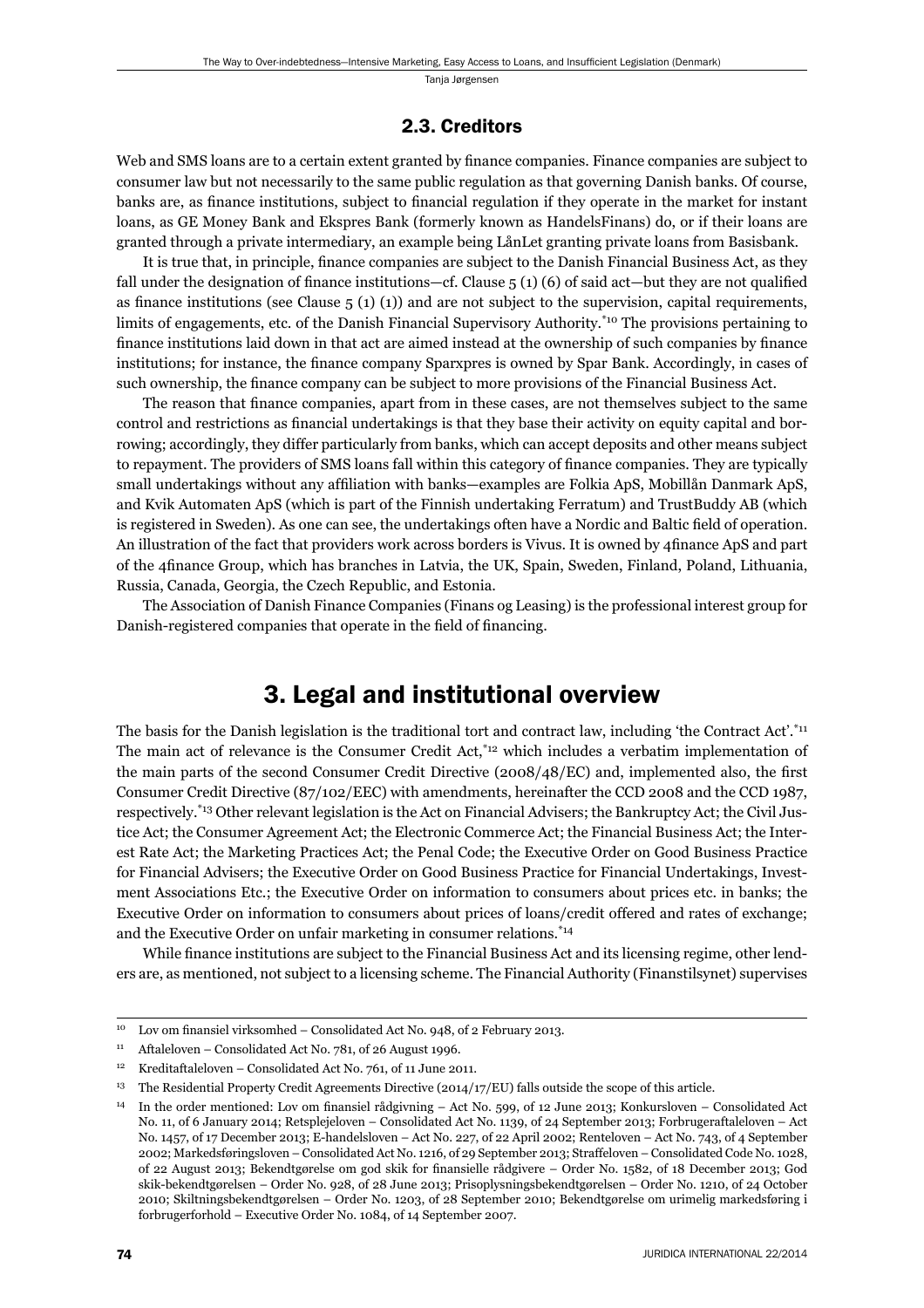## 2.3. Creditors

Web and SMS loans are to a certain extent granted by finance companies. Finance companies are subject to consumer law but not necessarily to the same public regulation as that governing Danish banks. Of course, banks are, as finance institutions, subject to financial regulation if they operate in the market for instant loans, as GE Money Bank and Ekspres Bank (formerly known as HandelsFinans) do, or if their loans are granted through a private intermediary, an example being LånLet granting private loans from Basisbank.

It is true that, in principle, finance companies are subject to the Danish Financial Business Act, as they fall under the designation of finance institutions—cf. Clause 5 (1) (6) of said act—but they are not qualified as finance institutions (see Clause 5 (1) (1)) and are not subject to the supervision, capital requirements, limits of engagements, etc. of the Danish Financial Supervisory Authority.[*10] The provisions pertaining to finance institutions laid down in that act are aimed instead at the ownership of such companies by finance institutions; for instance, the finance company Sparxpres is owned by Spar Bank. Accordingly, in cases of such ownership, the finance company can be subject to more provisions of the Financial Business Act.

The reason that finance companies, apart from in these cases, are not themselves subject to the same control and restrictions as financial undertakings is that they base their activity on equity capital and borrowing; accordingly, they differ particularly from banks, which can accept deposits and other means subject to repayment. The providers of SMS loans fall within this category of finance companies. They are typically small undertakings without any affiliation with banks—examples are Folkia ApS, Mobillån Danmark ApS, and Kvik Automaten ApS (which is part of the Finnish undertaking Ferratum) and TrustBuddy AB (which is registered in Sweden). As one can see, the undertakings often have a Nordic and Baltic field of operation. An illustration of the fact that providers work across borders is Vivus. It is owned by 4finance ApS and part of the 4finance Group, which has branches in Latvia, the UK, Spain, Sweden, Finland, Poland, Lithuania, Russia, Canada, Georgia, the Czech Republic, and Estonia.

The Association of Danish Finance Companies (Finans og Leasing) is the professional interest group for Danish-registered companies that operate in the field of financing.

# 3. Legal and institutional overview

The basis for the Danish legislation is the traditional tort and contract law, including 'the Contract Act'.[*11] The main act of relevance is the Consumer Credit Act,[*12] which includes a verbatim implementation of the main parts of the second Consumer Credit Directive (2008/48/EC) and, implemented also, the first Consumer Credit Directive (87/102/EEC) with amendments, hereinafter the CCD 2008 and the CCD 1987, respectively.[*13] Other relevant legislation is the Act on Financial Advisers; the Bankruptcy Act; the Civil Justice Act; the Consumer Agreement Act; the Electronic Commerce Act; the Financial Business Act; the Interest Rate Act; the Marketing Practices Act; the Penal Code; the Executive Order on Good Business Practice for Financial Advisers; the Executive Order on Good Business Practice for Financial Undertakings, Investment Associations Etc.; the Executive Order on information to consumers about prices etc. in banks; the Executive Order on information to consumers about prices of loans/credit offered and rates of exchange; and the Executive Order on unfair marketing in consumer relations.[*14]

While finance institutions are subject to the Financial Business Act and its licensing regime, other lenders are, as mentioned, not subject to a licensing scheme. The Financial Authority (Finanstilsynet) supervises

---

[10] Lov om finansiel virksomhed – Consolidated Act No. 948, of 2 February 2013.

[11] Aftaleloven – Consolidated Act No. 781, of 26 August 1996.

[12] Kreditaftaleloven – Consolidated Act No. 761, of 11 June 2011.

[13] The Residential Property Credit Agreements Directive (2014/17/EU) falls outside the scope of this article.

[14] In the order mentioned: Lov om finansiel rådgivning – Act No. 599, of 12 June 2013; Konkursloven – Consolidated Act No. 11, of 6 January 2014; Retsplejeloven – Consolidated Act No. 1139, of 24 September 2013; Forbrugeraftaleloven – Act No. 1457, of 17 December 2013; E-handelsloven – Act No. 227, of 22 April 2002; Renteloven – Act No. 743, of 4 September 2002; Markedsføringsloven – Consolidated Act No. 1216, of 29 September 2013; Straffeloven – Consolidated Code No. 1028, of 22 August 2013; Bekendtgørelse om god skik for finansielle rådgivere – Order No. 1582, of 18 December 2013; God skik-bekendtgørelsen – Order No. 928, of 28 June 2013; Prisoplysningsbekendtgørelsen – Order No. 1210, of 24 October 2010; Skiltningsbekendtgørelsen – Order No. 1203, of 28 September 2010; Bekendtgørelse om urimelig markedsføring i forbrugerforhold – Executive Order No. 1084, of 14 September 2007.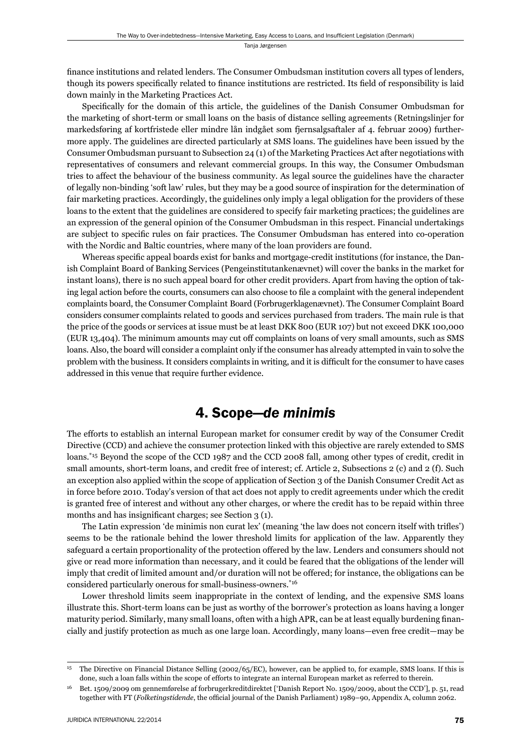finance institutions and related lenders. The Consumer Ombudsman institution covers all types of lenders, though its powers specifically related to finance institutions are restricted. Its field of responsibility is laid down mainly in the Marketing Practices Act.

Specifically for the domain of this article, the guidelines of the Danish Consumer Ombudsman for the marketing of short-term or small loans on the basis of distance selling agreements (Retningslinjer for markedsføring af kortfristede eller mindre lån indgået som fjernsalgsaftaler af 4. februar 2009) furthermore apply. The guidelines are directed particularly at SMS loans. The guidelines have been issued by the Consumer Ombudsman pursuant to Subsection 24 (1) of the Marketing Practices Act after negotiations with representatives of consumers and relevant commercial groups. In this way, the Consumer Ombudsman tries to affect the behaviour of the business community. As legal source the guidelines have the character of legally non-binding 'soft law' rules, but they may be a good source of inspiration for the determination of fair marketing practices. Accordingly, the guidelines only imply a legal obligation for the providers of these loans to the extent that the guidelines are considered to specify fair marketing practices; the guidelines are an expression of the general opinion of the Consumer Ombudsman in this respect. Financial undertakings are subject to specific rules on fair practices. The Consumer Ombudsman has entered into co-operation with the Nordic and Baltic countries, where many of the loan providers are found.

Whereas specific appeal boards exist for banks and mortgage-credit institutions (for instance, the Danish Complaint Board of Banking Services (Pengeinstitutankenævnet) will cover the banks in the market for instant loans), there is no such appeal board for other credit providers. Apart from having the option of taking legal action before the courts, consumers can also choose to file a complaint with the general independent complaints board, the Consumer Complaint Board (Forbrugerklagenævnet). The Consumer Complaint Board considers consumer complaints related to goods and services purchased from traders. The main rule is that the price of the goods or services at issue must be at least DKK 800 (EUR 107) but not exceed DKK 100,000 (EUR 13,404). The minimum amounts may cut off complaints on loans of very small amounts, such as SMS loans. Also, the board will consider a complaint only if the consumer has already attempted in vain to solve the problem with the business. It considers complaints in writing, and it is difficult for the consumer to have cases addressed in this venue that require further evidence.

## 4. Scope—*de minimis*

The efforts to establish an internal European market for consumer credit by way of the Consumer Credit Directive (CCD) and achieve the consumer protection linked with this objective are rarely extended to SMS loans.[*15] Beyond the scope of the CCD 1987 and the CCD 2008 fall, among other types of credit, credit in small amounts, short-term loans, and credit free of interest; cf. Article 2, Subsections 2 (c) and 2 (f). Such an exception also applied within the scope of application of Section 3 of the Danish Consumer Credit Act as in force before 2010. Today's version of that act does not apply to credit agreements under which the credit is granted free of interest and without any other charges, or where the credit has to be repaid within three months and has insignificant charges; see Section 3 (1).

The Latin expression 'de minimis non curat lex' (meaning 'the law does not concern itself with trifles') seems to be the rationale behind the lower threshold limits for application of the law. Apparently they safeguard a certain proportionality of the protection offered by the law. Lenders and consumers should not give or read more information than necessary, and it could be feared that the obligations of the lender will imply that credit of limited amount and/or duration will not be offered; for instance, the obligations can be considered particularly onerous for small-business-owners.[*16]

Lower threshold limits seem inappropriate in the context of lending, and the expensive SMS loans illustrate this. Short-term loans can be just as worthy of the borrower's protection as loans having a longer maturity period. Similarly, many small loans, often with a high APR, can be at least equally burdening financially and justify protection as much as one large loan. Accordingly, many loans—even free credit—may be

---

[15] The Directive on Financial Distance Selling (2002/65/EC), however, can be applied to, for example, SMS loans. If this is done, such a loan falls within the scope of efforts to integrate an internal European market as referred to therein.

[16] Bet. 1509/2009 om gennemførelse af forbrugerkreditdirektet ['Danish Report No. 1509/2009, about the CCD'], p. 51, read together with FT (*Folketingstidende*, the official journal of the Danish Parliament) 1989–90, Appendix A, column 2062.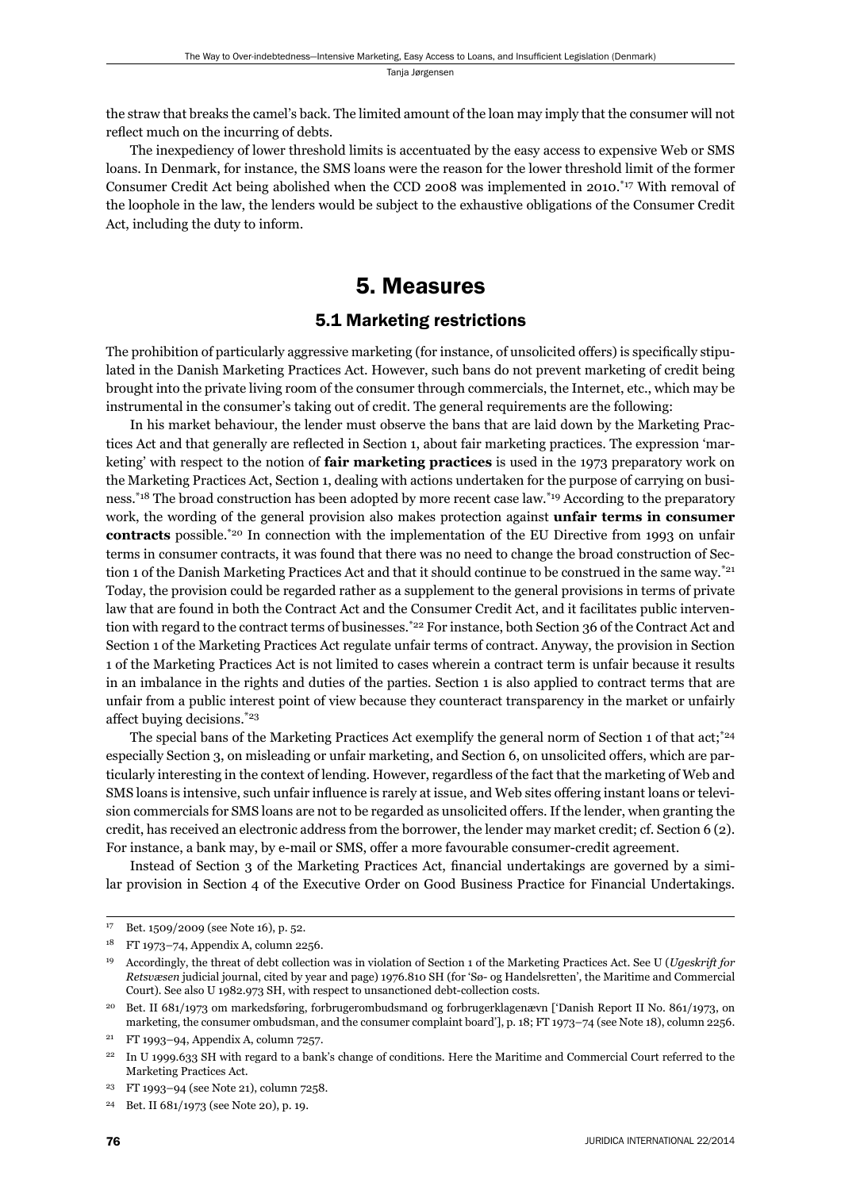the straw that breaks the camel's back. The limited amount of the loan may imply that the consumer will not reflect much on the incurring of debts.

The inexpediency of lower threshold limits is accentuated by the easy access to expensive Web or SMS loans. In Denmark, for instance, the SMS loans were the reason for the lower threshold limit of the former Consumer Credit Act being abolished when the CCD 2008 was implemented in 2010.[*17] With removal of the loophole in the law, the lenders would be subject to the exhaustive obligations of the Consumer Credit Act, including the duty to inform.

# 5. Measures

## 5.1 Marketing restrictions

The prohibition of particularly aggressive marketing (for instance, of unsolicited offers) is specifically stipulated in the Danish Marketing Practices Act. However, such bans do not prevent marketing of credit being brought into the private living room of the consumer through commercials, the Internet, etc., which may be instrumental in the consumer's taking out of credit. The general requirements are the following:

In his market behaviour, the lender must observe the bans that are laid down by the Marketing Practices Act and that generally are reflected in Section 1, about fair marketing practices. The expression 'marketing' with respect to the notion of **fair marketing practices** is used in the 1973 preparatory work on the Marketing Practices Act, Section 1, dealing with actions undertaken for the purpose of carrying on business.[*18] The broad construction has been adopted by more recent case law.[*19] According to the preparatory work, the wording of the general provision also makes protection against **unfair terms in consumer contracts** possible.[*20] In connection with the implementation of the EU Directive from 1993 on unfair terms in consumer contracts, it was found that there was no need to change the broad construction of Section 1 of the Danish Marketing Practices Act and that it should continue to be construed in the same way.[*21] Today, the provision could be regarded rather as a supplement to the general provisions in terms of private law that are found in both the Contract Act and the Consumer Credit Act, and it facilitates public intervention with regard to the contract terms of businesses.[*22] For instance, both Section 36 of the Contract Act and Section 1 of the Marketing Practices Act regulate unfair terms of contract. Anyway, the provision in Section 1 of the Marketing Practices Act is not limited to cases wherein a contract term is unfair because it results in an imbalance in the rights and duties of the parties. Section 1 is also applied to contract terms that are unfair from a public interest point of view because they counteract transparency in the market or unfairly affect buying decisions.[*23]

The special bans of the Marketing Practices Act exemplify the general norm of Section 1 of that act;[*24] especially Section 3, on misleading or unfair marketing, and Section 6, on unsolicited offers, which are particularly interesting in the context of lending. However, regardless of the fact that the marketing of Web and SMS loans is intensive, such unfair influence is rarely at issue, and Web sites offering instant loans or television commercials for SMS loans are not to be regarded as unsolicited offers. If the lender, when granting the credit, has received an electronic address from the borrower, the lender may market credit; cf. Section 6 (2). For instance, a bank may, by e-mail or SMS, offer a more favourable consumer-credit agreement.

Instead of Section 3 of the Marketing Practices Act, financial undertakings are governed by a similar provision in Section 4 of the Executive Order on Good Business Practice for Financial Undertakings.

---

17 Bet. 1509/2009 (see Note 16), p. 52.

18 FT 1973–74, Appendix A, column 2256.

19 Accordingly, the threat of debt collection was in violation of Section 1 of the Marketing Practices Act. See U (*Ugeskrift for Retsvæsen* judicial journal, cited by year and page) 1976.810 SH (for 'Sø- og Handelsretten', the Maritime and Commercial Court). See also U 1982.973 SH, with respect to unsanctioned debt-collection costs.

20 Bet. II 681/1973 om markedsføring, forbrugerombudsmand og forbrugerklagenævn ['Danish Report II No. 861/1973, on marketing, the consumer ombudsman, and the consumer complaint board'], p. 18; FT 1973–74 (see Note 18), column 2256.

21 FT 1993–94, Appendix A, column 7257.

22 In U 1999.633 SH with regard to a bank's change of conditions. Here the Maritime and Commercial Court referred to the Marketing Practices Act.

23 FT 1993–94 (see Note 21), column 7258.

24 Bet. II 681/1973 (see Note 20), p. 19.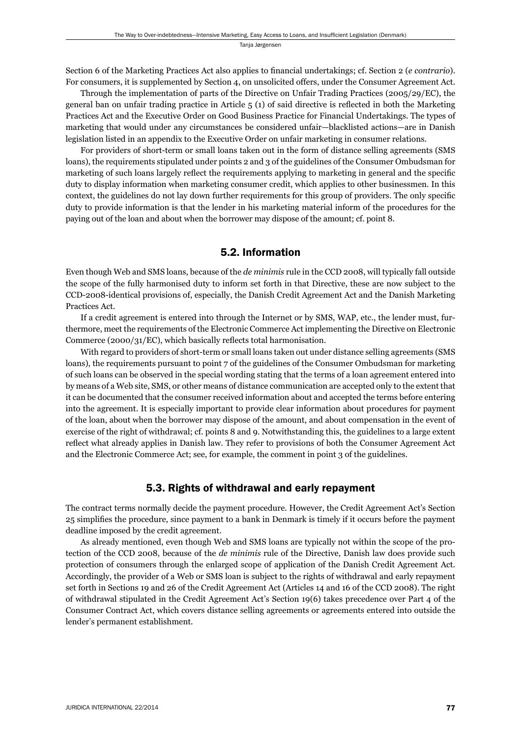Section 6 of the Marketing Practices Act also applies to financial undertakings; cf. Section 2 (*e contrario*). For consumers, it is supplemented by Section 4, on unsolicited offers, under the Consumer Agreement Act.

Through the implementation of parts of the Directive on Unfair Trading Practices (2005/29/EC), the general ban on unfair trading practice in Article 5 (1) of said directive is reflected in both the Marketing Practices Act and the Executive Order on Good Business Practice for Financial Undertakings. The types of marketing that would under any circumstances be considered unfair—blacklisted actions—are in Danish legislation listed in an appendix to the Executive Order on unfair marketing in consumer relations.

For providers of short-term or small loans taken out in the form of distance selling agreements (SMS loans), the requirements stipulated under points 2 and 3 of the guidelines of the Consumer Ombudsman for marketing of such loans largely reflect the requirements applying to marketing in general and the specific duty to display information when marketing consumer credit, which applies to other businessmen. In this context, the guidelines do not lay down further requirements for this group of providers. The only specific duty to provide information is that the lender in his marketing material inform of the procedures for the paying out of the loan and about when the borrower may dispose of the amount; cf. point 8.

## 5.2. Information

Even though Web and SMS loans, because of the *de minimis* rule in the CCD 2008, will typically fall outside the scope of the fully harmonised duty to inform set forth in that Directive, these are now subject to the CCD-2008-identical provisions of, especially, the Danish Credit Agreement Act and the Danish Marketing Practices Act.

If a credit agreement is entered into through the Internet or by SMS, WAP, etc., the lender must, furthermore, meet the requirements of the Electronic Commerce Act implementing the Directive on Electronic Commerce (2000/31/EC), which basically reflects total harmonisation.

With regard to providers of short-term or small loans taken out under distance selling agreements (SMS loans), the requirements pursuant to point 7 of the guidelines of the Consumer Ombudsman for marketing of such loans can be observed in the special wording stating that the terms of a loan agreement entered into by means of a Web site, SMS, or other means of distance communication are accepted only to the extent that it can be documented that the consumer received information about and accepted the terms before entering into the agreement. It is especially important to provide clear information about procedures for payment of the loan, about when the borrower may dispose of the amount, and about compensation in the event of exercise of the right of withdrawal; cf. points 8 and 9. Notwithstanding this, the guidelines to a large extent reflect what already applies in Danish law. They refer to provisions of both the Consumer Agreement Act and the Electronic Commerce Act; see, for example, the comment in point 3 of the guidelines.

## 5.3. Rights of withdrawal and early repayment

The contract terms normally decide the payment procedure. However, the Credit Agreement Act's Section 25 simplifies the procedure, since payment to a bank in Denmark is timely if it occurs before the payment deadline imposed by the credit agreement.

As already mentioned, even though Web and SMS loans are typically not within the scope of the protection of the CCD 2008, because of the *de minimis* rule of the Directive, Danish law does provide such protection of consumers through the enlarged scope of application of the Danish Credit Agreement Act. Accordingly, the provider of a Web or SMS loan is subject to the rights of withdrawal and early repayment set forth in Sections 19 and 26 of the Credit Agreement Act (Articles 14 and 16 of the CCD 2008). The right of withdrawal stipulated in the Credit Agreement Act's Section 19(6) takes precedence over Part 4 of the Consumer Contract Act, which covers distance selling agreements or agreements entered into outside the lender's permanent establishment.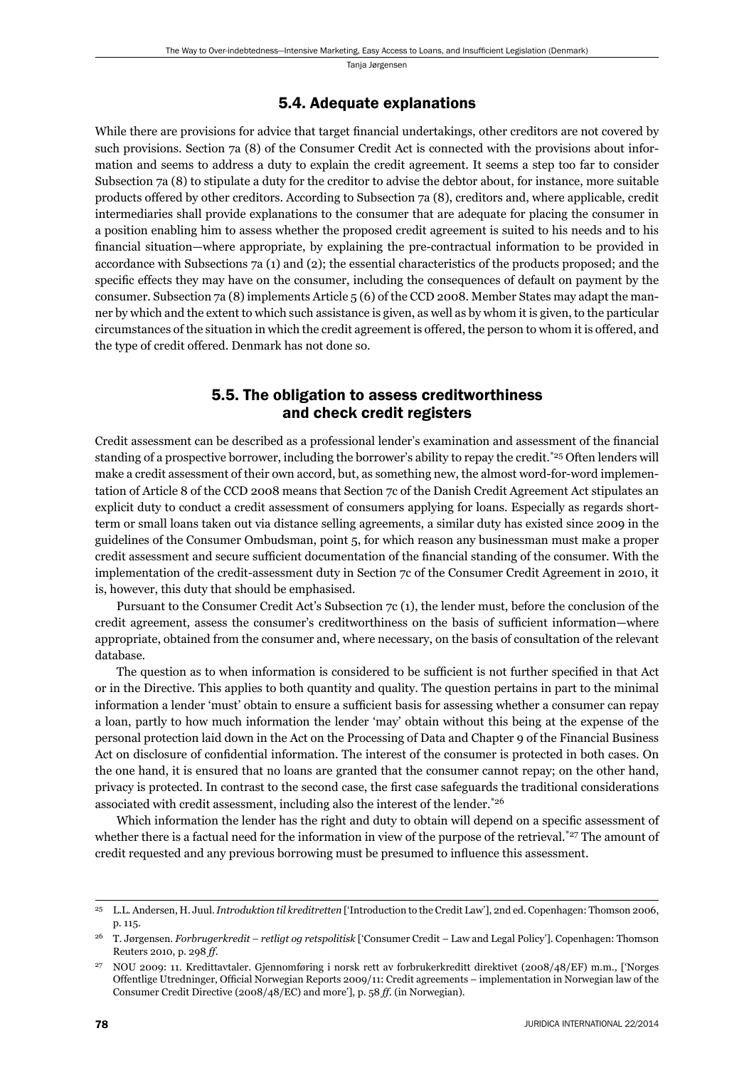### 5.4. Adequate explanations

While there are provisions for advice that target financial undertakings, other creditors are not covered by such provisions. Section 7a (8) of the Consumer Credit Act is connected with the provisions about information and seems to address a duty to explain the credit agreement. It seems a step too far to consider Subsection 7a (8) to stipulate a duty for the creditor to advise the debtor about, for instance, more suitable products offered by other creditors. According to Subsection 7a (8), creditors and, where applicable, credit intermediaries shall provide explanations to the consumer that are adequate for placing the consumer in a position enabling him to assess whether the proposed credit agreement is suited to his needs and to his financial situation—where appropriate, by explaining the pre-contractual information to be provided in accordance with Subsections 7a (1) and (2); the essential characteristics of the products proposed; and the specific effects they may have on the consumer, including the consequences of default on payment by the consumer. Subsection 7a (8) implements Article 5 (6) of the CCD 2008. Member States may adapt the manner by which and the extent to which such assistance is given, as well as by whom it is given, to the particular circumstances of the situation in which the credit agreement is offered, the person to whom it is offered, and the type of credit offered. Denmark has not done so.

### 5.5. The obligation to assess creditworthiness and check credit registers

Credit assessment can be described as a professional lender's examination and assessment of the financial standing of a prospective borrower, including the borrower's ability to repay the credit.[*25] Often lenders will make a credit assessment of their own accord, but, as something new, the almost word-for-word implementation of Article 8 of the CCD 2008 means that Section 7c of the Danish Credit Agreement Act stipulates an explicit duty to conduct a credit assessment of consumers applying for loans. Especially as regards short-term or small loans taken out via distance selling agreements, a similar duty has existed since 2009 in the guidelines of the Consumer Ombudsman, point 5, for which reason any businessman must make a proper credit assessment and secure sufficient documentation of the financial standing of the consumer. With the implementation of the credit-assessment duty in Section 7c of the Consumer Credit Agreement in 2010, it is, however, this duty that should be emphasised.

Pursuant to the Consumer Credit Act's Subsection 7c (1), the lender must, before the conclusion of the credit agreement, assess the consumer's creditworthiness on the basis of sufficient information—where appropriate, obtained from the consumer and, where necessary, on the basis of consultation of the relevant database.

The question as to when information is considered to be sufficient is not further specified in that Act or in the Directive. This applies to both quantity and quality. The question pertains in part to the minimal information a lender 'must' obtain to ensure a sufficient basis for assessing whether a consumer can repay a loan, partly to how much information the lender 'may' obtain without this being at the expense of the personal protection laid down in the Act on the Processing of Data and Chapter 9 of the Financial Business Act on disclosure of confidential information. The interest of the consumer is protected in both cases. On the one hand, it is ensured that no loans are granted that the consumer cannot repay; on the other hand, privacy is protected. In contrast to the second case, the first case safeguards the traditional considerations associated with credit assessment, including also the interest of the lender.[*26]

Which information the lender has the right and duty to obtain will depend on a specific assessment of whether there is a factual need for the information in view of the purpose of the retrieval.[*27] The amount of credit requested and any previous borrowing must be presumed to influence this assessment.

---

[25] L.L. Andersen, H. Juul. *Introduktion til kreditretten* ['Introduction to the Credit Law'], 2nd ed. Copenhagen: Thomson 2006, p. 115.

[26] T. Jørgensen. *Forbrugerkredit – retligt og retspolitisk* ['Consumer Credit – Law and Legal Policy']. Copenhagen: Thomson Reuters 2010, p. 298 *ff*.

[27] NOU 2009: 11. Kredittavtaler. Gjennomføring i norsk rett av forbrukerkreditt direktivet (2008/48/EF) m.m., ['Norges Offentlige Utredninger, Official Norwegian Reports 2009/11: Credit agreements – implementation in Norwegian law of the Consumer Credit Directive (2008/48/EC) and more'], p. 58 *ff*. (in Norwegian).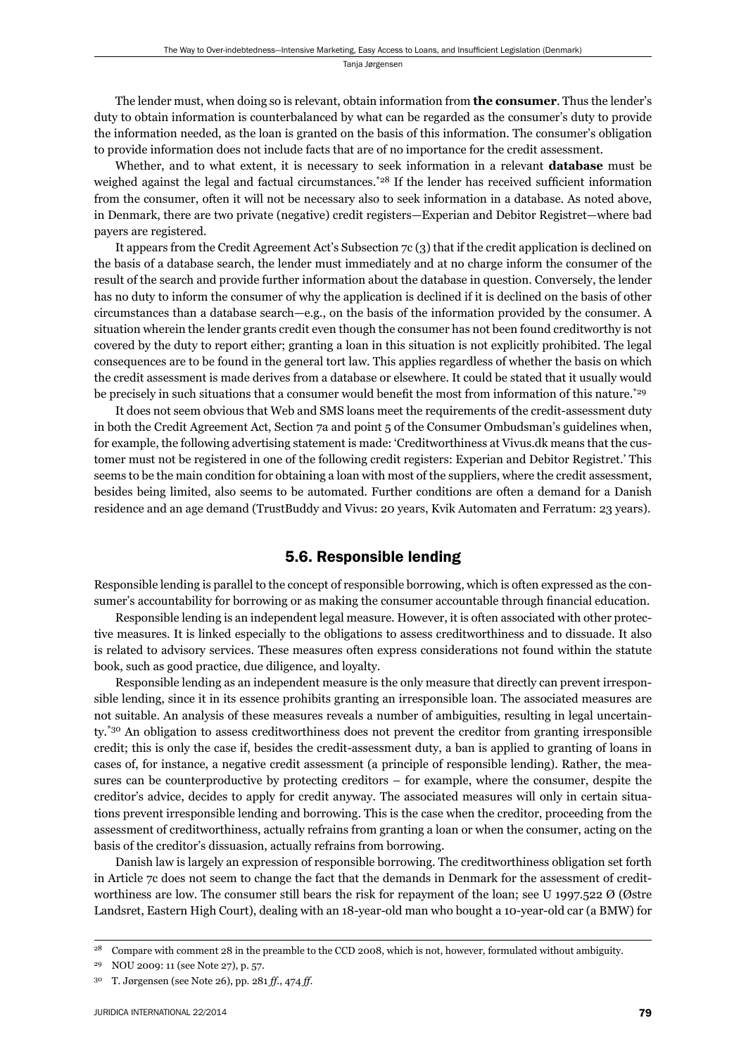The lender must, when doing so is relevant, obtain information from **the consumer**. Thus the lender's duty to obtain information is counterbalanced by what can be regarded as the consumer's duty to provide the information needed, as the loan is granted on the basis of this information. The consumer's obligation to provide information does not include facts that are of no importance for the credit assessment.

Whether, and to what extent, it is necessary to seek information in a relevant **database** must be weighed against the legal and factual circumstances.[*28] If the lender has received sufficient information from the consumer, often it will not be necessary also to seek information in a database. As noted above, in Denmark, there are two private (negative) credit registers—Experian and Debitor Registret—where bad payers are registered.

It appears from the Credit Agreement Act's Subsection 7c (3) that if the credit application is declined on the basis of a database search, the lender must immediately and at no charge inform the consumer of the result of the search and provide further information about the database in question. Conversely, the lender has no duty to inform the consumer of why the application is declined if it is declined on the basis of other circumstances than a database search—e.g., on the basis of the information provided by the consumer. A situation wherein the lender grants credit even though the consumer has not been found creditworthy is not covered by the duty to report either; granting a loan in this situation is not explicitly prohibited. The legal consequences are to be found in the general tort law. This applies regardless of whether the basis on which the credit assessment is made derives from a database or elsewhere. It could be stated that it usually would be precisely in such situations that a consumer would benefit the most from information of this nature.[*29]

It does not seem obvious that Web and SMS loans meet the requirements of the credit-assessment duty in both the Credit Agreement Act, Section 7a and point 5 of the Consumer Ombudsman's guidelines when, for example, the following advertising statement is made: 'Creditworthiness at Vivus.dk means that the customer must not be registered in one of the following credit registers: Experian and Debitor Registret.' This seems to be the main condition for obtaining a loan with most of the suppliers, where the credit assessment, besides being limited, also seems to be automated. Further conditions are often a demand for a Danish residence and an age demand (TrustBuddy and Vivus: 20 years, Kvik Automaten and Ferratum: 23 years).

## 5.6. Responsible lending

Responsible lending is parallel to the concept of responsible borrowing, which is often expressed as the consumer's accountability for borrowing or as making the consumer accountable through financial education.

Responsible lending is an independent legal measure. However, it is often associated with other protective measures. It is linked especially to the obligations to assess creditworthiness and to dissuade. It also is related to advisory services. These measures often express considerations not found within the statute book, such as good practice, due diligence, and loyalty.

Responsible lending as an independent measure is the only measure that directly can prevent irresponsible lending, since it in its essence prohibits granting an irresponsible loan. The associated measures are not suitable. An analysis of these measures reveals a number of ambiguities, resulting in legal uncertainty.[*30] An obligation to assess creditworthiness does not prevent the creditor from granting irresponsible credit; this is only the case if, besides the credit-assessment duty, a ban is applied to granting of loans in cases of, for instance, a negative credit assessment (a principle of responsible lending). Rather, the measures can be counterproductive by protecting creditors – for example, where the consumer, despite the creditor's advice, decides to apply for credit anyway. The associated measures will only in certain situations prevent irresponsible lending and borrowing. This is the case when the creditor, proceeding from the assessment of creditworthiness, actually refrains from granting a loan or when the consumer, acting on the basis of the creditor's dissuasion, actually refrains from borrowing.

Danish law is largely an expression of responsible borrowing. The creditworthiness obligation set forth in Article 7c does not seem to change the fact that the demands in Denmark for the assessment of creditworthiness are low. The consumer still bears the risk for repayment of the loan; see U 1997.522 Ø (Østre Landsret, Eastern High Court), dealing with an 18-year-old man who bought a 10-year-old car (a BMW) for

---

[28] Compare with comment 28 in the preamble to the CCD 2008, which is not, however, formulated without ambiguity.

[29] NOU 2009: 11 (see Note 27), p. 57.

[30] T. Jørgensen (see Note 26), pp. 281 *ff*., 474 *ff*.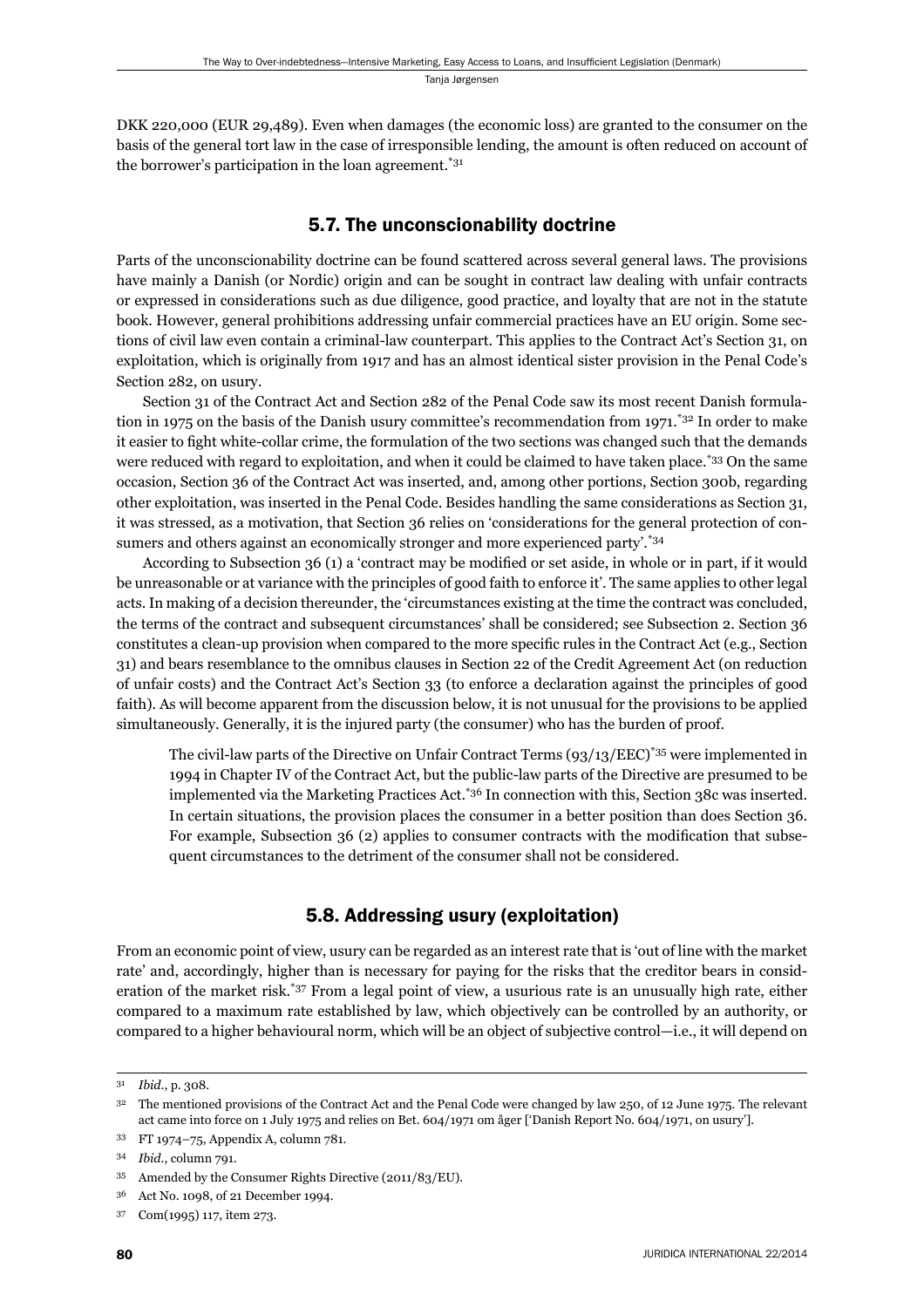DKK 220,000 (EUR 29,489). Even when damages (the economic loss) are granted to the consumer on the basis of the general tort law in the case of irresponsible lending, the amount is often reduced on account of the borrower's participation in the loan agreement.[31]

## 5.7. The unconscionability doctrine

Parts of the unconscionability doctrine can be found scattered across several general laws. The provisions have mainly a Danish (or Nordic) origin and can be sought in contract law dealing with unfair contracts or expressed in considerations such as due diligence, good practice, and loyalty that are not in the statute book. However, general prohibitions addressing unfair commercial practices have an EU origin. Some sections of civil law even contain a criminal-law counterpart. This applies to the Contract Act's Section 31, on exploitation, which is originally from 1917 and has an almost identical sister provision in the Penal Code's Section 282, on usury.

Section 31 of the Contract Act and Section 282 of the Penal Code saw its most recent Danish formulation in 1975 on the basis of the Danish usury committee's recommendation from 1971.[32] In order to make it easier to fight white-collar crime, the formulation of the two sections was changed such that the demands were reduced with regard to exploitation, and when it could be claimed to have taken place.[33] On the same occasion, Section 36 of the Contract Act was inserted, and, among other portions, Section 300b, regarding other exploitation, was inserted in the Penal Code. Besides handling the same considerations as Section 31, it was stressed, as a motivation, that Section 36 relies on 'considerations for the general protection of consumers and others against an economically stronger and more experienced party'.[34]

According to Subsection 36 (1) a 'contract may be modified or set aside, in whole or in part, if it would be unreasonable or at variance with the principles of good faith to enforce it'. The same applies to other legal acts. In making of a decision thereunder, the 'circumstances existing at the time the contract was concluded, the terms of the contract and subsequent circumstances' shall be considered; see Subsection 2. Section 36 constitutes a clean-up provision when compared to the more specific rules in the Contract Act (e.g., Section 31) and bears resemblance to the omnibus clauses in Section 22 of the Credit Agreement Act (on reduction of unfair costs) and the Contract Act's Section 33 (to enforce a declaration against the principles of good faith). As will become apparent from the discussion below, it is not unusual for the provisions to be applied simultaneously. Generally, it is the injured party (the consumer) who has the burden of proof.

> The civil-law parts of the Directive on Unfair Contract Terms (93/13/EEC)[35] were implemented in 1994 in Chapter IV of the Contract Act, but the public-law parts of the Directive are presumed to be implemented via the Marketing Practices Act.[36] In connection with this, Section 38c was inserted. In certain situations, the provision places the consumer in a better position than does Section 36. For example, Subsection 36 (2) applies to consumer contracts with the modification that subsequent circumstances to the detriment of the consumer shall not be considered.

## 5.8. Addressing usury (exploitation)

From an economic point of view, usury can be regarded as an interest rate that is 'out of line with the market rate' and, accordingly, higher than is necessary for paying for the risks that the creditor bears in consideration of the market risk.[37] From a legal point of view, a usurious rate is an unusually high rate, either compared to a maximum rate established by law, which objectively can be controlled by an authority, or compared to a higher behavioural norm, which will be an object of subjective control—i.e., it will depend on

---

[31] *Ibid.*, p. 308.

[32] The mentioned provisions of the Contract Act and the Penal Code were changed by law 250, of 12 June 1975. The relevant act came into force on 1 July 1975 and relies on Bet. 604/1971 om åger ['Danish Report No. 604/1971, on usury'].

[33] FT 1974–75, Appendix A, column 781.

[34] *Ibid.*, column 791.

[35] Amended by the Consumer Rights Directive (2011/83/EU).

[36] Act No. 1098, of 21 December 1994.

[37] Com(1995) 117, item 273.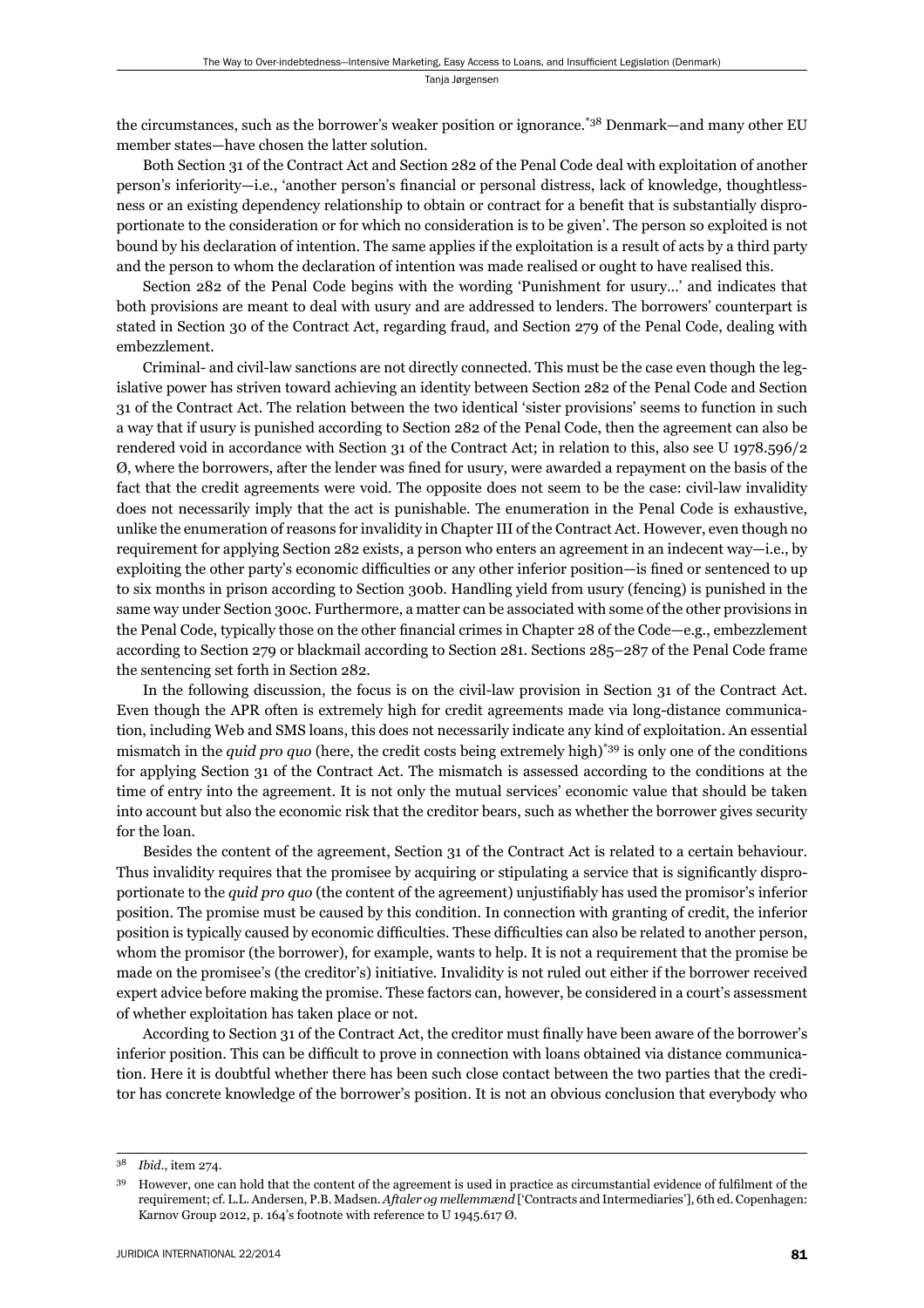the circumstances, such as the borrower's weaker position or ignorance.[*38] Denmark—and many other EU member states—have chosen the latter solution.

Both Section 31 of the Contract Act and Section 282 of the Penal Code deal with exploitation of another person's inferiority—i.e., 'another person's financial or personal distress, lack of knowledge, thoughtlessness or an existing dependency relationship to obtain or contract for a benefit that is substantially disproportionate to the consideration or for which no consideration is to be given'. The person so exploited is not bound by his declaration of intention. The same applies if the exploitation is a result of acts by a third party and the person to whom the declaration of intention was made realised or ought to have realised this.

Section 282 of the Penal Code begins with the wording 'Punishment for usury…' and indicates that both provisions are meant to deal with usury and are addressed to lenders. The borrowers' counterpart is stated in Section 30 of the Contract Act, regarding fraud, and Section 279 of the Penal Code, dealing with embezzlement.

Criminal- and civil-law sanctions are not directly connected. This must be the case even though the legislative power has striven toward achieving an identity between Section 282 of the Penal Code and Section 31 of the Contract Act. The relation between the two identical 'sister provisions' seems to function in such a way that if usury is punished according to Section 282 of the Penal Code, then the agreement can also be rendered void in accordance with Section 31 of the Contract Act; in relation to this, also see U 1978.596/2 Ø, where the borrowers, after the lender was fined for usury, were awarded a repayment on the basis of the fact that the credit agreements were void. The opposite does not seem to be the case: civil-law invalidity does not necessarily imply that the act is punishable. The enumeration in the Penal Code is exhaustive, unlike the enumeration of reasons for invalidity in Chapter III of the Contract Act. However, even though no requirement for applying Section 282 exists, a person who enters an agreement in an indecent way—i.e., by exploiting the other party's economic difficulties or any other inferior position—is fined or sentenced to up to six months in prison according to Section 300b. Handling yield from usury (fencing) is punished in the same way under Section 300c. Furthermore, a matter can be associated with some of the other provisions in the Penal Code, typically those on the other financial crimes in Chapter 28 of the Code—e.g., embezzlement according to Section 279 or blackmail according to Section 281. Sections 285–287 of the Penal Code frame the sentencing set forth in Section 282.

In the following discussion, the focus is on the civil-law provision in Section 31 of the Contract Act. Even though the APR often is extremely high for credit agreements made via long-distance communication, including Web and SMS loans, this does not necessarily indicate any kind of exploitation. An essential mismatch in the *quid pro quo* (here, the credit costs being extremely high)[*39] is only one of the conditions for applying Section 31 of the Contract Act. The mismatch is assessed according to the conditions at the time of entry into the agreement. It is not only the mutual services' economic value that should be taken into account but also the economic risk that the creditor bears, such as whether the borrower gives security for the loan.

Besides the content of the agreement, Section 31 of the Contract Act is related to a certain behaviour. Thus invalidity requires that the promisee by acquiring or stipulating a service that is significantly disproportionate to the *quid pro quo* (the content of the agreement) unjustifiably has used the promisor's inferior position. The promise must be caused by this condition. In connection with granting of credit, the inferior position is typically caused by economic difficulties. These difficulties can also be related to another person, whom the promisor (the borrower), for example, wants to help. It is not a requirement that the promise be made on the promisee's (the creditor's) initiative. Invalidity is not ruled out either if the borrower received expert advice before making the promise. These factors can, however, be considered in a court's assessment of whether exploitation has taken place or not.

According to Section 31 of the Contract Act, the creditor must finally have been aware of the borrower's inferior position. This can be difficult to prove in connection with loans obtained via distance communication. Here it is doubtful whether there has been such close contact between the two parties that the creditor has concrete knowledge of the borrower's position. It is not an obvious conclusion that everybody who

---

[38] *Ibid.*, item 274.

[39] However, one can hold that the content of the agreement is used in practice as circumstantial evidence of fulfilment of the requirement; cf. L.L. Andersen, P.B. Madsen. *Aftaler og mellemmænd* ['Contracts and Intermediaries'], 6th ed. Copenhagen: Karnov Group 2012, p. 164's footnote with reference to U 1945.617 Ø.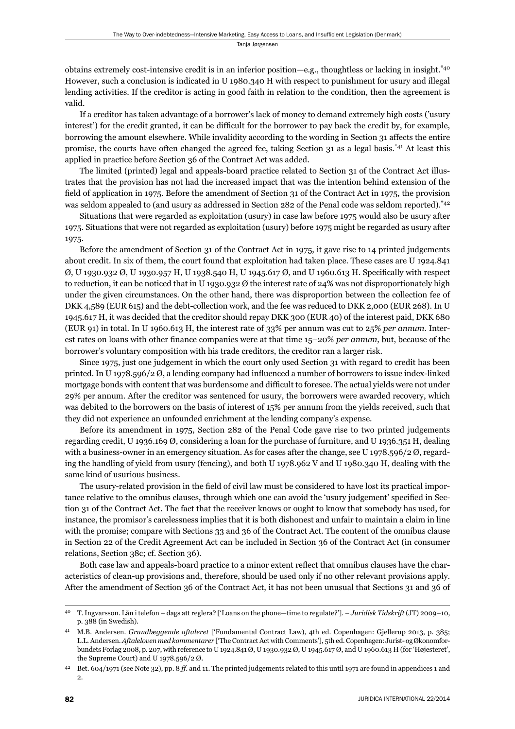obtains extremely cost-intensive credit is in an inferior position—e.g., thoughtless or lacking in insight.[*40] However, such a conclusion is indicated in U 1980.340 H with respect to punishment for usury and illegal lending activities. If the creditor is acting in good faith in relation to the condition, then the agreement is valid.

If a creditor has taken advantage of a borrower's lack of money to demand extremely high costs ('usury interest') for the credit granted, it can be difficult for the borrower to pay back the credit by, for example, borrowing the amount elsewhere. While invalidity according to the wording in Section 31 affects the entire promise, the courts have often changed the agreed fee, taking Section 31 as a legal basis.[*41] At least this applied in practice before Section 36 of the Contract Act was added.

The limited (printed) legal and appeals-board practice related to Section 31 of the Contract Act illustrates that the provision has not had the increased impact that was the intention behind extension of the field of application in 1975. Before the amendment of Section 31 of the Contract Act in 1975, the provision was seldom appealed to (and usury as addressed in Section 282 of the Penal code was seldom reported).[*42]

Situations that were regarded as exploitation (usury) in case law before 1975 would also be usury after 1975. Situations that were not regarded as exploitation (usury) before 1975 might be regarded as usury after 1975.

Before the amendment of Section 31 of the Contract Act in 1975, it gave rise to 14 printed judgements about credit. In six of them, the court found that exploitation had taken place. These cases are U 1924.841 Ø, U 1930.932 Ø, U 1930.957 H, U 1938.540 H, U 1945.617 Ø, and U 1960.613 H. Specifically with respect to reduction, it can be noticed that in U 1930.932 Ø the interest rate of 24% was not disproportionately high under the given circumstances. On the other hand, there was disproportion between the collection fee of DKK 4,589 (EUR 615) and the debt-collection work, and the fee was reduced to DKK 2,000 (EUR 268). In U 1945.617 H, it was decided that the creditor should repay DKK 300 (EUR 40) of the interest paid, DKK 680 (EUR 91) in total. In U 1960.613 H, the interest rate of 33% per annum was cut to 25% *per annum*. Interest rates on loans with other finance companies were at that time 15–20% *per annum*, but, because of the borrower's voluntary composition with his trade creditors, the creditor ran a larger risk.

Since 1975, just one judgement in which the court only used Section 31 with regard to credit has been printed. In U 1978.596/2 Ø, a lending company had influenced a number of borrowers to issue index-linked mortgage bonds with content that was burdensome and difficult to foresee. The actual yields were not under 29% per annum. After the creditor was sentenced for usury, the borrowers were awarded recovery, which was debited to the borrowers on the basis of interest of 15% per annum from the yields received, such that they did not experience an unfounded enrichment at the lending company's expense.

Before its amendment in 1975, Section 282 of the Penal Code gave rise to two printed judgements regarding credit, U 1936.169 Ø, considering a loan for the purchase of furniture, and U 1936.351 H, dealing with a business-owner in an emergency situation. As for cases after the change, see U 1978.596/2 Ø, regarding the handling of yield from usury (fencing), and both U 1978.962 V and U 1980.340 H, dealing with the same kind of usurious business.

The usury-related provision in the field of civil law must be considered to have lost its practical importance relative to the omnibus clauses, through which one can avoid the 'usury judgement' specified in Section 31 of the Contract Act. The fact that the receiver knows or ought to know that somebody has used, for instance, the promisor's carelessness implies that it is both dishonest and unfair to maintain a claim in line with the promise; compare with Sections 33 and 36 of the Contract Act. The content of the omnibus clause in Section 22 of the Credit Agreement Act can be included in Section 36 of the Contract Act (in consumer relations, Section 38c; cf. Section 36).

Both case law and appeals-board practice to a minor extent reflect that omnibus clauses have the characteristics of clean-up provisions and, therefore, should be used only if no other relevant provisions apply. After the amendment of Section 36 of the Contract Act, it has not been unusual that Sections 31 and 36 of

---

[40] T. Ingvarsson. Lån i telefon – dags att reglera? ['Loans on the phone—time to regulate?']. – *Juridisk Tidskrift* (JT) 2009–10, p. 388 (in Swedish).

[41] M.B. Andersen. *Grundlæggende aftaleret* ['Fundamental Contract Law), 4th ed. Copenhagen: Gjellerup 2013, p. 385; L.L. Andersen. *Aftaleloven med kommentarer* ['The Contract Act with Comments'], 5th ed. Copenhagen: Jurist- og Økonomforbundets Forlag 2008, p. 207, with reference to U 1924.841 Ø, U 1930.932 Ø, U 1945.617 Ø, and U 1960.613 H (for 'Højesteret', the Supreme Court) and U 1978.596/2 Ø.

[42] Bet. 604/1971 (see Note 32), pp. 8 *ff*. and 11. The printed judgements related to this until 1971 are found in appendices 1 and 2.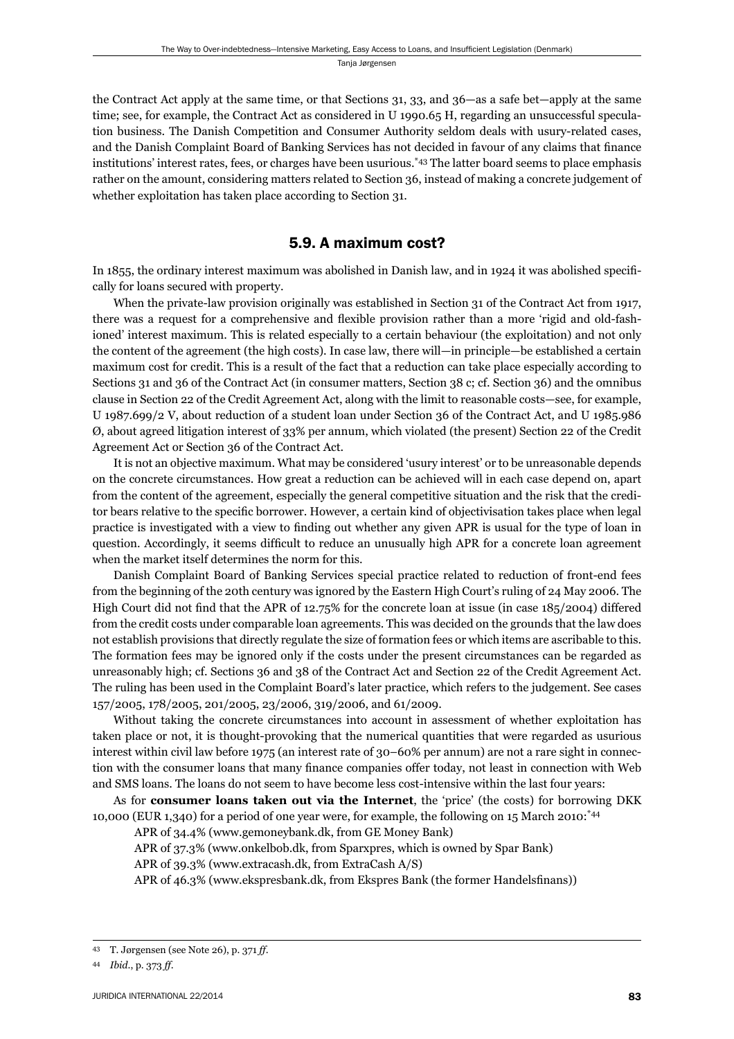the Contract Act apply at the same time, or that Sections 31, 33, and 36—as a safe bet—apply at the same time; see, for example, the Contract Act as considered in U 1990.65 H, regarding an unsuccessful speculation business. The Danish Competition and Consumer Authority seldom deals with usury-related cases, and the Danish Complaint Board of Banking Services has not decided in favour of any claims that finance institutions' interest rates, fees, or charges have been usurious.[*43] The latter board seems to place emphasis rather on the amount, considering matters related to Section 36, instead of making a concrete judgement of whether exploitation has taken place according to Section 31.

## 5.9. A maximum cost?

In 1855, the ordinary interest maximum was abolished in Danish law, and in 1924 it was abolished specifically for loans secured with property.

When the private-law provision originally was established in Section 31 of the Contract Act from 1917, there was a request for a comprehensive and flexible provision rather than a more 'rigid and old-fashioned' interest maximum. This is related especially to a certain behaviour (the exploitation) and not only the content of the agreement (the high costs). In case law, there will—in principle—be established a certain maximum cost for credit. This is a result of the fact that a reduction can take place especially according to Sections 31 and 36 of the Contract Act (in consumer matters, Section 38 c; cf. Section 36) and the omnibus clause in Section 22 of the Credit Agreement Act, along with the limit to reasonable costs—see, for example, U 1987.699/2 V, about reduction of a student loan under Section 36 of the Contract Act, and U 1985.986 Ø, about agreed litigation interest of 33% per annum, which violated (the present) Section 22 of the Credit Agreement Act or Section 36 of the Contract Act.

It is not an objective maximum. What may be considered 'usury interest' or to be unreasonable depends on the concrete circumstances. How great a reduction can be achieved will in each case depend on, apart from the content of the agreement, especially the general competitive situation and the risk that the creditor bears relative to the specific borrower. However, a certain kind of objectivisation takes place when legal practice is investigated with a view to finding out whether any given APR is usual for the type of loan in question. Accordingly, it seems difficult to reduce an unusually high APR for a concrete loan agreement when the market itself determines the norm for this.

Danish Complaint Board of Banking Services special practice related to reduction of front-end fees from the beginning of the 20th century was ignored by the Eastern High Court's ruling of 24 May 2006. The High Court did not find that the APR of 12.75% for the concrete loan at issue (in case 185/2004) differed from the credit costs under comparable loan agreements. This was decided on the grounds that the law does not establish provisions that directly regulate the size of formation fees or which items are ascribable to this. The formation fees may be ignored only if the costs under the present circumstances can be regarded as unreasonably high; cf. Sections 36 and 38 of the Contract Act and Section 22 of the Credit Agreement Act. The ruling has been used in the Complaint Board's later practice, which refers to the judgement. See cases 157/2005, 178/2005, 201/2005, 23/2006, 319/2006, and 61/2009.

Without taking the concrete circumstances into account in assessment of whether exploitation has taken place or not, it is thought-provoking that the numerical quantities that were regarded as usurious interest within civil law before 1975 (an interest rate of 30–60% per annum) are not a rare sight in connection with the consumer loans that many finance companies offer today, not least in connection with Web and SMS loans. The loans do not seem to have become less cost-intensive within the last four years:

As for **consumer loans taken out via the Internet**, the 'price' (the costs) for borrowing DKK 10,000 (EUR 1,340) for a period of one year were, for example, the following on 15 March 2010:[*44]

APR of 34.4% (www.gemoneybank.dk, from GE Money Bank)

APR of 37.3% (www.onkelbob.dk, from Sparxpres, which is owned by Spar Bank)

APR of 39.3% (www.extracash.dk, from ExtraCash A/S)

APR of 46.3% (www.ekspresbank.dk, from Ekspres Bank (the former Handelsfinans))

---

[43] T. Jørgensen (see Note 26), p. 371 *ff*.

[44] *Ibid*., p. 373 *ff*.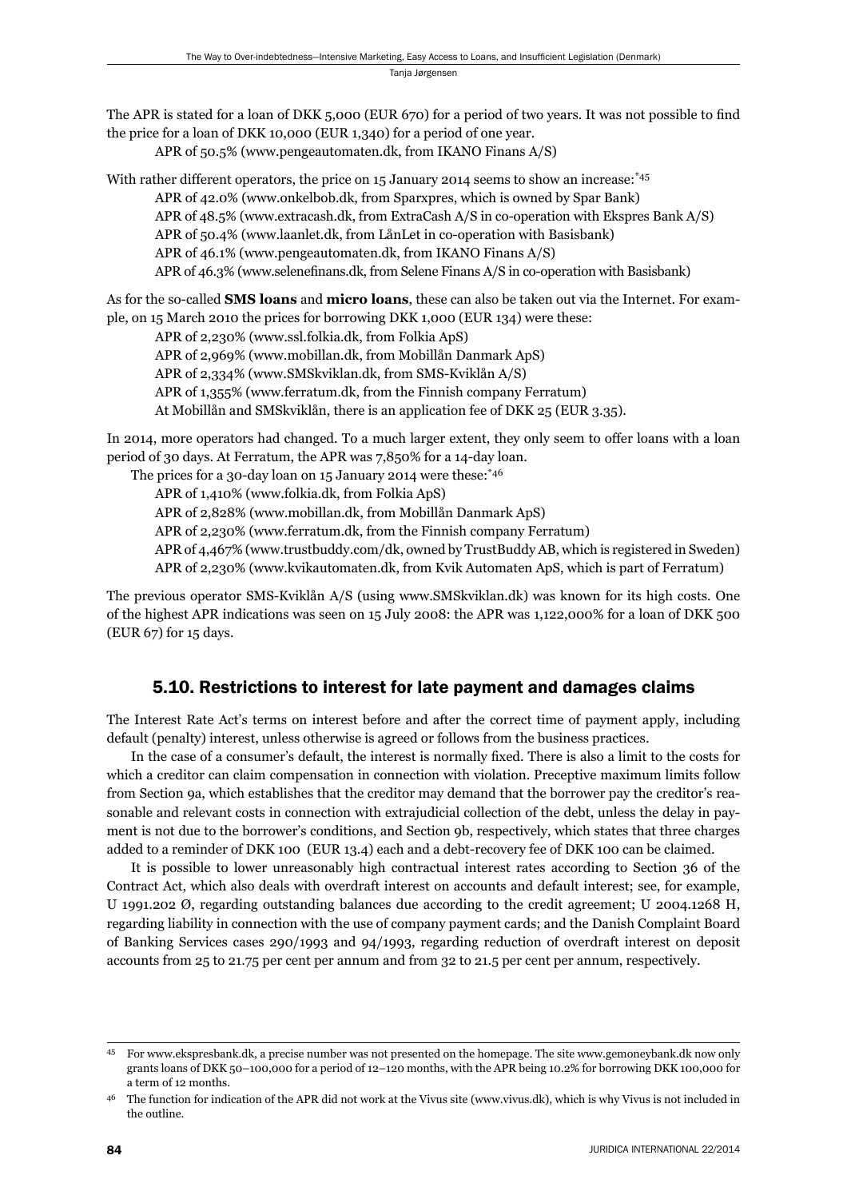The APR is stated for a loan of DKK 5,000 (EUR 670) for a period of two years. It was not possible to find the price for a loan of DKK 10,000 (EUR 1,340) for a period of one year.

APR of 50.5% (www.pengeautomaten.dk, from IKANO Finans A/S)

With rather different operators, the price on 15 January 2014 seems to show an increase:[*45]

APR of 42.0% (www.onkelbob.dk, from Sparxpres, which is owned by Spar Bank)
APR of 48.5% (www.extracash.dk, from ExtraCash A/S in co-operation with Ekspres Bank A/S)
APR of 50.4% (www.laanlet.dk, from LånLet in co-operation with Basisbank)
APR of 46.1% (www.pengeautomaten.dk, from IKANO Finans A/S)
APR of 46.3% (www.selenefinans.dk, from Selene Finans A/S in co-operation with Basisbank)

As for the so-called **SMS loans** and **micro loans**, these can also be taken out via the Internet. For example, on 15 March 2010 the prices for borrowing DKK 1,000 (EUR 134) were these:

APR of 2,230% (www.ssl.folkia.dk, from Folkia ApS)
APR of 2,969% (www.mobillan.dk, from Mobillån Danmark ApS)
APR of 2,334% (www.SMSkviklan.dk, from SMS-Kviklån A/S)
APR of 1,355% (www.ferratum.dk, from the Finnish company Ferratum)
At Mobillån and SMSkviklån, there is an application fee of DKK 25 (EUR 3.35).

In 2014, more operators had changed. To a much larger extent, they only seem to offer loans with a loan period of 30 days. At Ferratum, the APR was 7,850% for a 14-day loan.

The prices for a 30-day loan on 15 January 2014 were these:[*46]

APR of 1,410% (www.folkia.dk, from Folkia ApS)
APR of 2,828% (www.mobillan.dk, from Mobillån Danmark ApS)
APR of 2,230% (www.ferratum.dk, from the Finnish company Ferratum)
APR of 4,467% (www.trustbuddy.com/dk, owned by TrustBuddy AB, which is registered in Sweden)
APR of 2,230% (www.kvikautomaten.dk, from Kvik Automaten ApS, which is part of Ferratum)

The previous operator SMS-Kviklån A/S (using www.SMSkviklan.dk) was known for its high costs. One of the highest APR indications was seen on 15 July 2008: the APR was 1,122,000% for a loan of DKK 500 (EUR 67) for 15 days.

## 5.10. Restrictions to interest for late payment and damages claims

The Interest Rate Act's terms on interest before and after the correct time of payment apply, including default (penalty) interest, unless otherwise is agreed or follows from the business practices.

In the case of a consumer's default, the interest is normally fixed. There is also a limit to the costs for which a creditor can claim compensation in connection with violation. Preceptive maximum limits follow from Section 9a, which establishes that the creditor may demand that the borrower pay the creditor's reasonable and relevant costs in connection with extrajudicial collection of the debt, unless the delay in payment is not due to the borrower's conditions, and Section 9b, respectively, which states that three charges added to a reminder of DKK 100 (EUR 13.4) each and a debt-recovery fee of DKK 100 can be claimed.

It is possible to lower unreasonably high contractual interest rates according to Section 36 of the Contract Act, which also deals with overdraft interest on accounts and default interest; see, for example, U 1991.202 Ø, regarding outstanding balances due according to the credit agreement; U 2004.1268 H, regarding liability in connection with the use of company payment cards; and the Danish Complaint Board of Banking Services cases 290/1993 and 94/1993, regarding reduction of overdraft interest on deposit accounts from 25 to 21.75 per cent per annum and from 32 to 21.5 per cent per annum, respectively.

---

[45] For www.ekspresbank.dk, a precise number was not presented on the homepage. The site www.gemoneybank.dk now only grants loans of DKK 50–100,000 for a period of 12–120 months, with the APR being 10.2% for borrowing DKK 100,000 for a term of 12 months.

[46] The function for indication of the APR did not work at the Vivus site (www.vivus.dk), which is why Vivus is not included in the outline.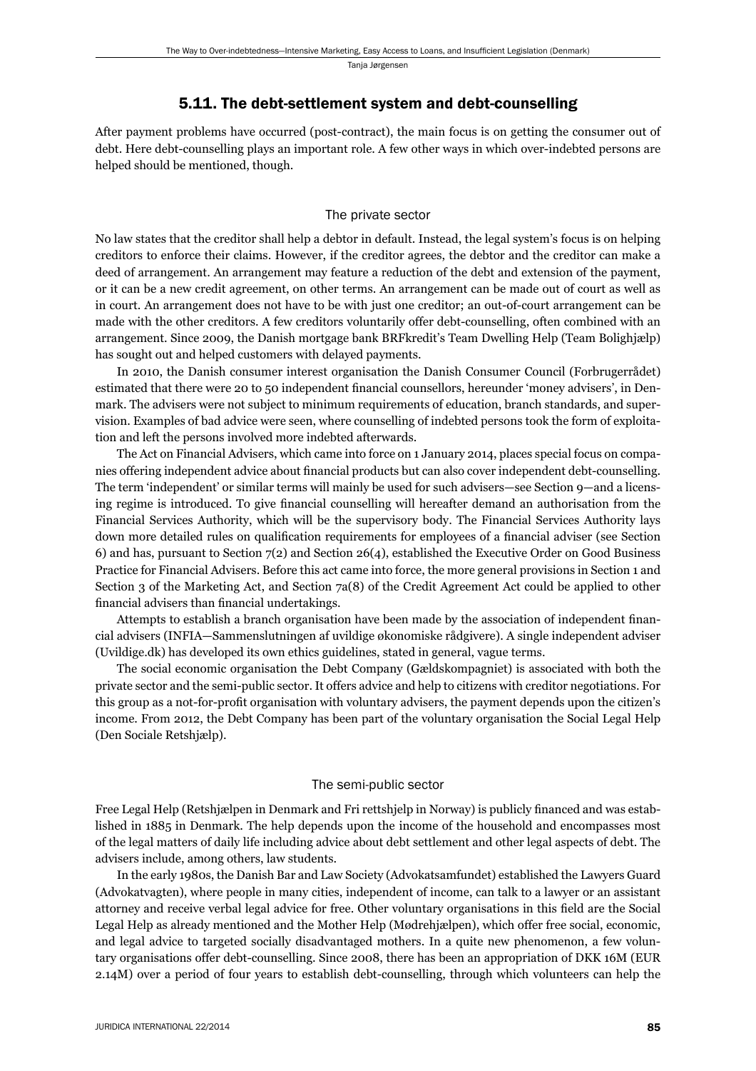## 5.11. The debt-settlement system and debt-counselling

After payment problems have occurred (post-contract), the main focus is on getting the consumer out of debt. Here debt-counselling plays an important role. A few other ways in which over-indebted persons are helped should be mentioned, though.

### The private sector

No law states that the creditor shall help a debtor in default. Instead, the legal system's focus is on helping creditors to enforce their claims. However, if the creditor agrees, the debtor and the creditor can make a deed of arrangement. An arrangement may feature a reduction of the debt and extension of the payment, or it can be a new credit agreement, on other terms. An arrangement can be made out of court as well as in court. An arrangement does not have to be with just one creditor; an out-of-court arrangement can be made with the other creditors. A few creditors voluntarily offer debt-counselling, often combined with an arrangement. Since 2009, the Danish mortgage bank BRFkredit's Team Dwelling Help (Team Bolighjælp) has sought out and helped customers with delayed payments.

In 2010, the Danish consumer interest organisation the Danish Consumer Council (Forbrugerrådet) estimated that there were 20 to 50 independent financial counsellors, hereunder 'money advisers', in Denmark. The advisers were not subject to minimum requirements of education, branch standards, and supervision. Examples of bad advice were seen, where counselling of indebted persons took the form of exploitation and left the persons involved more indebted afterwards.

The Act on Financial Advisers, which came into force on 1 January 2014, places special focus on companies offering independent advice about financial products but can also cover independent debt-counselling. The term 'independent' or similar terms will mainly be used for such advisers—see Section 9—and a licensing regime is introduced. To give financial counselling will hereafter demand an authorisation from the Financial Services Authority, which will be the supervisory body. The Financial Services Authority lays down more detailed rules on qualification requirements for employees of a financial adviser (see Section 6) and has, pursuant to Section 7(2) and Section 26(4), established the Executive Order on Good Business Practice for Financial Advisers. Before this act came into force, the more general provisions in Section 1 and Section 3 of the Marketing Act, and Section 7a(8) of the Credit Agreement Act could be applied to other financial advisers than financial undertakings.

Attempts to establish a branch organisation have been made by the association of independent financial advisers (INFIA—Sammenslutningen af uvildige økonomiske rådgivere). A single independent adviser (Uvildige.dk) has developed its own ethics guidelines, stated in general, vague terms.

The social economic organisation the Debt Company (Gældskompagniet) is associated with both the private sector and the semi-public sector. It offers advice and help to citizens with creditor negotiations. For this group as a not-for-profit organisation with voluntary advisers, the payment depends upon the citizen's income. From 2012, the Debt Company has been part of the voluntary organisation the Social Legal Help (Den Sociale Retshjælp).

### The semi-public sector

Free Legal Help (Retshjælpen in Denmark and Fri rettshjelp in Norway) is publicly financed and was established in 1885 in Denmark. The help depends upon the income of the household and encompasses most of the legal matters of daily life including advice about debt settlement and other legal aspects of debt. The advisers include, among others, law students.

In the early 1980s, the Danish Bar and Law Society (Advokatsamfundet) established the Lawyers Guard (Advokatvagten), where people in many cities, independent of income, can talk to a lawyer or an assistant attorney and receive verbal legal advice for free. Other voluntary organisations in this field are the Social Legal Help as already mentioned and the Mother Help (Mødrehjælpen), which offer free social, economic, and legal advice to targeted socially disadvantaged mothers. In a quite new phenomenon, a few voluntary organisations offer debt-counselling. Since 2008, there has been an appropriation of DKK 16M (EUR 2.14M) over a period of four years to establish debt-counselling, through which volunteers can help the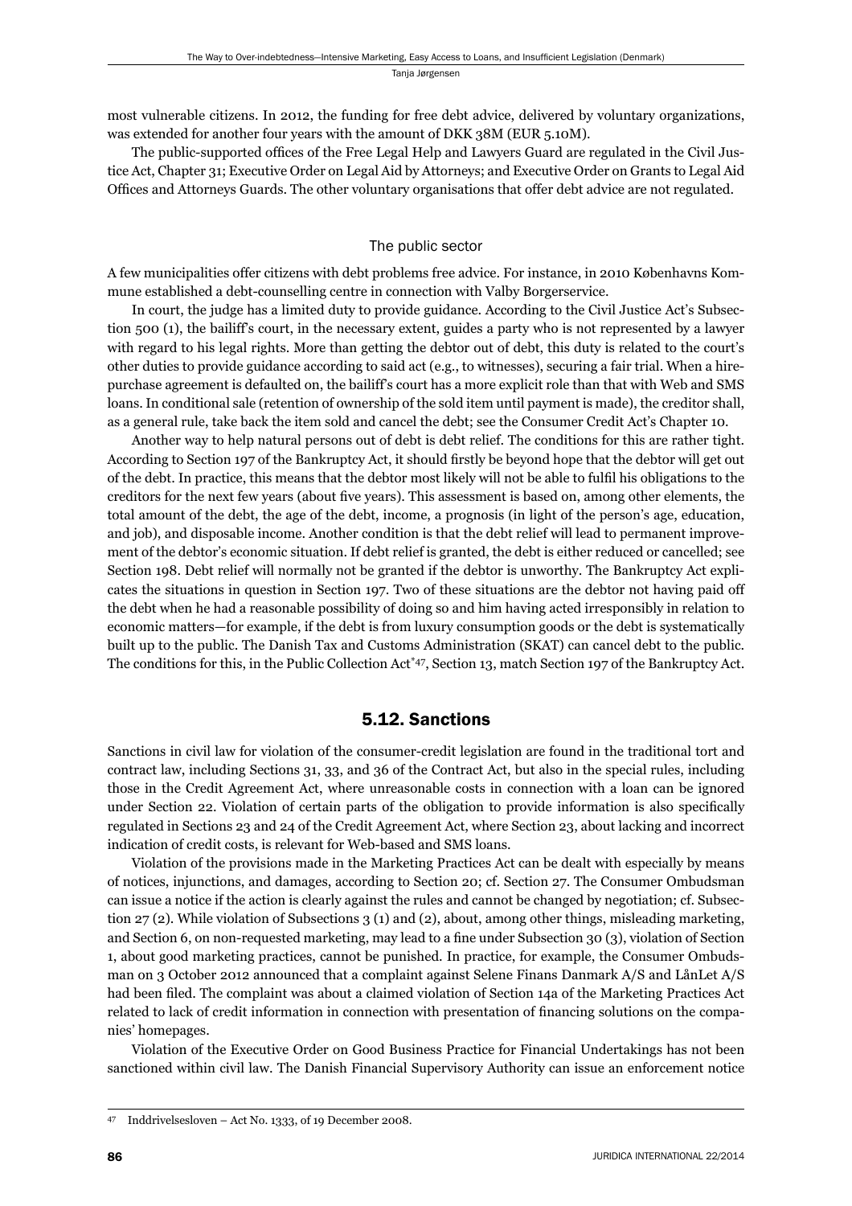most vulnerable citizens. In 2012, the funding for free debt advice, delivered by voluntary organizations, was extended for another four years with the amount of DKK 38M (EUR 5.10M).

The public-supported offices of the Free Legal Help and Lawyers Guard are regulated in the Civil Justice Act, Chapter 31; Executive Order on Legal Aid by Attorneys; and Executive Order on Grants to Legal Aid Offices and Attorneys Guards. The other voluntary organisations that offer debt advice are not regulated.

### The public sector

A few municipalities offer citizens with debt problems free advice. For instance, in 2010 Københavns Kommune established a debt-counselling centre in connection with Valby Borgerservice.

In court, the judge has a limited duty to provide guidance. According to the Civil Justice Act's Subsection 500 (1), the bailiff's court, in the necessary extent, guides a party who is not represented by a lawyer with regard to his legal rights. More than getting the debtor out of debt, this duty is related to the court's other duties to provide guidance according to said act (e.g., to witnesses), securing a fair trial. When a hire-purchase agreement is defaulted on, the bailiff's court has a more explicit role than that with Web and SMS loans. In conditional sale (retention of ownership of the sold item until payment is made), the creditor shall, as a general rule, take back the item sold and cancel the debt; see the Consumer Credit Act's Chapter 10.

Another way to help natural persons out of debt is debt relief. The conditions for this are rather tight. According to Section 197 of the Bankruptcy Act, it should firstly be beyond hope that the debtor will get out of the debt. In practice, this means that the debtor most likely will not be able to fulfil his obligations to the creditors for the next few years (about five years). This assessment is based on, among other elements, the total amount of the debt, the age of the debt, income, a prognosis (in light of the person's age, education, and job), and disposable income. Another condition is that the debt relief will lead to permanent improvement of the debtor's economic situation. If debt relief is granted, the debt is either reduced or cancelled; see Section 198. Debt relief will normally not be granted if the debtor is unworthy. The Bankruptcy Act explicates the situations in question in Section 197. Two of these situations are the debtor not having paid off the debt when he had a reasonable possibility of doing so and him having acted irresponsibly in relation to economic matters—for example, if the debt is from luxury consumption goods or the debt is systematically built up to the public. The Danish Tax and Customs Administration (SKAT) can cancel debt to the public. The conditions for this, in the Public Collection Act[*47], Section 13, match Section 197 of the Bankruptcy Act.

## 5.12. Sanctions

Sanctions in civil law for violation of the consumer-credit legislation are found in the traditional tort and contract law, including Sections 31, 33, and 36 of the Contract Act, but also in the special rules, including those in the Credit Agreement Act, where unreasonable costs in connection with a loan can be ignored under Section 22. Violation of certain parts of the obligation to provide information is also specifically regulated in Sections 23 and 24 of the Credit Agreement Act, where Section 23, about lacking and incorrect indication of credit costs, is relevant for Web-based and SMS loans.

Violation of the provisions made in the Marketing Practices Act can be dealt with especially by means of notices, injunctions, and damages, according to Section 20; cf. Section 27. The Consumer Ombudsman can issue a notice if the action is clearly against the rules and cannot be changed by negotiation; cf. Subsection 27 (2). While violation of Subsections 3 (1) and (2), about, among other things, misleading marketing, and Section 6, on non-requested marketing, may lead to a fine under Subsection 30 (3), violation of Section 1, about good marketing practices, cannot be punished. In practice, for example, the Consumer Ombudsman on 3 October 2012 announced that a complaint against Selene Finans Danmark A/S and LånLet A/S had been filed. The complaint was about a claimed violation of Section 14a of the Marketing Practices Act related to lack of credit information in connection with presentation of financing solutions on the companies' homepages.

Violation of the Executive Order on Good Business Practice for Financial Undertakings has not been sanctioned within civil law. The Danish Financial Supervisory Authority can issue an enforcement notice

---

47 Inddrivelsesloven – Act No. 1333, of 19 December 2008.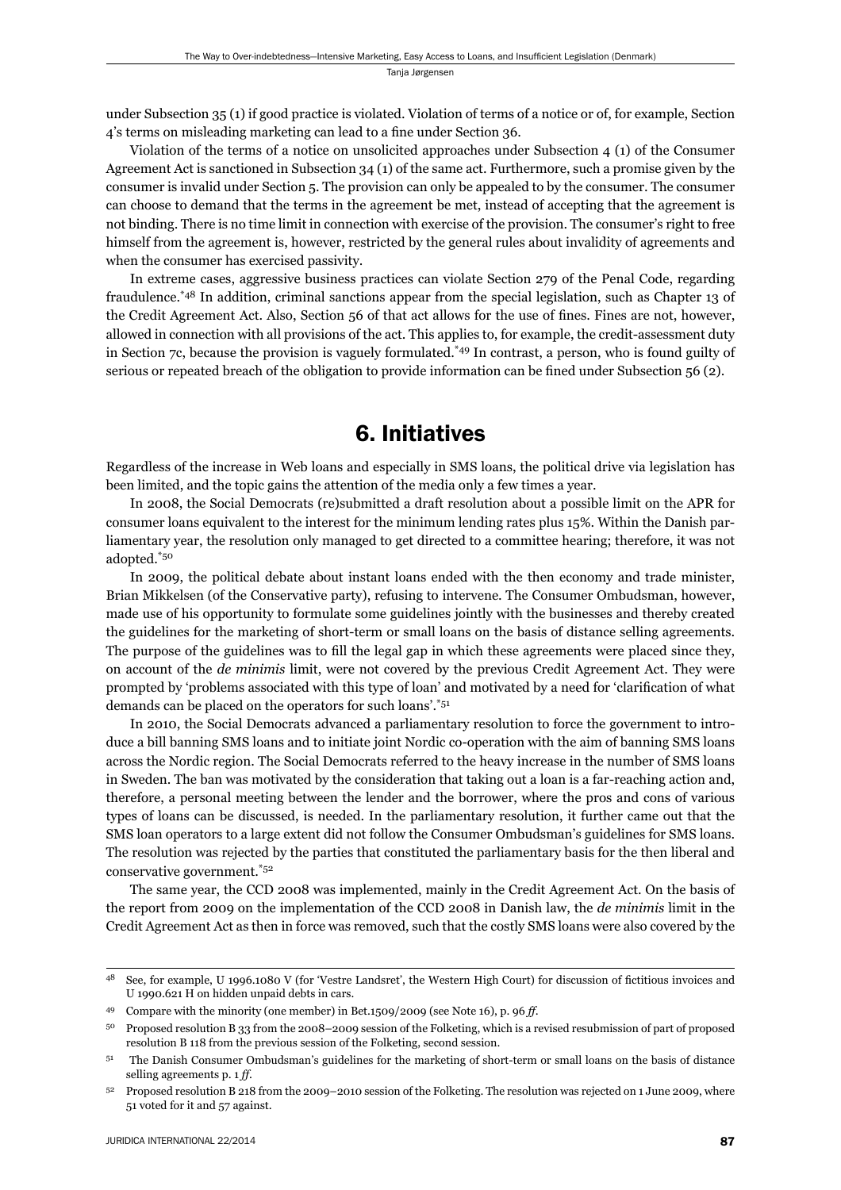under Subsection 35 (1) if good practice is violated. Violation of terms of a notice or of, for example, Section 4's terms on misleading marketing can lead to a fine under Section 36.

Violation of the terms of a notice on unsolicited approaches under Subsection 4 (1) of the Consumer Agreement Act is sanctioned in Subsection 34 (1) of the same act. Furthermore, such a promise given by the consumer is invalid under Section 5. The provision can only be appealed to by the consumer. The consumer can choose to demand that the terms in the agreement be met, instead of accepting that the agreement is not binding. There is no time limit in connection with exercise of the provision. The consumer's right to free himself from the agreement is, however, restricted by the general rules about invalidity of agreements and when the consumer has exercised passivity.

In extreme cases, aggressive business practices can violate Section 279 of the Penal Code, regarding fraudulence.[*48] In addition, criminal sanctions appear from the special legislation, such as Chapter 13 of the Credit Agreement Act. Also, Section 56 of that act allows for the use of fines. Fines are not, however, allowed in connection with all provisions of the act. This applies to, for example, the credit-assessment duty in Section 7c, because the provision is vaguely formulated.[*49] In contrast, a person, who is found guilty of serious or repeated breach of the obligation to provide information can be fined under Subsection 56 (2).

## 6. Initiatives

Regardless of the increase in Web loans and especially in SMS loans, the political drive via legislation has been limited, and the topic gains the attention of the media only a few times a year.

In 2008, the Social Democrats (re)submitted a draft resolution about a possible limit on the APR for consumer loans equivalent to the interest for the minimum lending rates plus 15%. Within the Danish parliamentary year, the resolution only managed to get directed to a committee hearing; therefore, it was not adopted.[*50]

In 2009, the political debate about instant loans ended with the then economy and trade minister, Brian Mikkelsen (of the Conservative party), refusing to intervene. The Consumer Ombudsman, however, made use of his opportunity to formulate some guidelines jointly with the businesses and thereby created the guidelines for the marketing of short-term or small loans on the basis of distance selling agreements. The purpose of the guidelines was to fill the legal gap in which these agreements were placed since they, on account of the *de minimis* limit, were not covered by the previous Credit Agreement Act. They were prompted by 'problems associated with this type of loan' and motivated by a need for 'clarification of what demands can be placed on the operators for such loans'.[*51]

In 2010, the Social Democrats advanced a parliamentary resolution to force the government to introduce a bill banning SMS loans and to initiate joint Nordic co-operation with the aim of banning SMS loans across the Nordic region. The Social Democrats referred to the heavy increase in the number of SMS loans in Sweden. The ban was motivated by the consideration that taking out a loan is a far-reaching action and, therefore, a personal meeting between the lender and the borrower, where the pros and cons of various types of loans can be discussed, is needed. In the parliamentary resolution, it further came out that the SMS loan operators to a large extent did not follow the Consumer Ombudsman's guidelines for SMS loans. The resolution was rejected by the parties that constituted the parliamentary basis for the then liberal and conservative government.[*52]

The same year, the CCD 2008 was implemented, mainly in the Credit Agreement Act. On the basis of the report from 2009 on the implementation of the CCD 2008 in Danish law, the *de minimis* limit in the Credit Agreement Act as then in force was removed, such that the costly SMS loans were also covered by the

---

[48] See, for example, U 1996.1080 V (for 'Vestre Landsret', the Western High Court) for discussion of fictitious invoices and U 1990.621 H on hidden unpaid debts in cars.

[49] Compare with the minority (one member) in Bet.1509/2009 (see Note 16), p. 96 *ff*.

[50] Proposed resolution B 33 from the 2008–2009 session of the Folketing, which is a revised resubmission of part of proposed resolution B 118 from the previous session of the Folketing, second session.

[51] The Danish Consumer Ombudsman's guidelines for the marketing of short-term or small loans on the basis of distance selling agreements p. 1 *ff*.

[52] Proposed resolution B 218 from the 2009–2010 session of the Folketing. The resolution was rejected on 1 June 2009, where 51 voted for it and 57 against.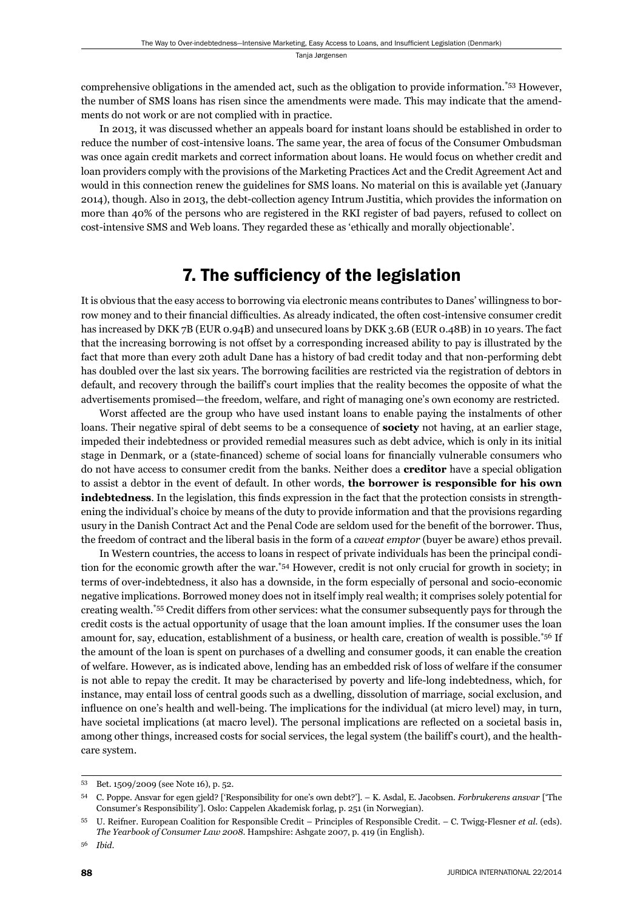comprehensive obligations in the amended act, such as the obligation to provide information.[53] However, the number of SMS loans has risen since the amendments were made. This may indicate that the amendments do not work or are not complied with in practice.

In 2013, it was discussed whether an appeals board for instant loans should be established in order to reduce the number of cost-intensive loans. The same year, the area of focus of the Consumer Ombudsman was once again credit markets and correct information about loans. He would focus on whether credit and loan providers comply with the provisions of the Marketing Practices Act and the Credit Agreement Act and would in this connection renew the guidelines for SMS loans. No material on this is available yet (January 2014), though. Also in 2013, the debt-collection agency Intrum Justitia, which provides the information on more than 40% of the persons who are registered in the RKI register of bad payers, refused to collect on cost-intensive SMS and Web loans. They regarded these as 'ethically and morally objectionable'.

## 7. The sufficiency of the legislation

It is obvious that the easy access to borrowing via electronic means contributes to Danes' willingness to borrow money and to their financial difficulties. As already indicated, the often cost-intensive consumer credit has increased by DKK 7B (EUR 0.94B) and unsecured loans by DKK 3.6B (EUR 0.48B) in 10 years. The fact that the increasing borrowing is not offset by a corresponding increased ability to pay is illustrated by the fact that more than every 20th adult Dane has a history of bad credit today and that non-performing debt has doubled over the last six years. The borrowing facilities are restricted via the registration of debtors in default, and recovery through the bailiff's court implies that the reality becomes the opposite of what the advertisements promised—the freedom, welfare, and right of managing one's own economy are restricted.

Worst affected are the group who have used instant loans to enable paying the instalments of other loans. Their negative spiral of debt seems to be a consequence of **society** not having, at an earlier stage, impeded their indebtedness or provided remedial measures such as debt advice, which is only in its initial stage in Denmark, or a (state-financed) scheme of social loans for financially vulnerable consumers who do not have access to consumer credit from the banks. Neither does a **creditor** have a special obligation to assist a debtor in the event of default. In other words, **the borrower is responsible for his own indebtedness**. In the legislation, this finds expression in the fact that the protection consists in strengthening the individual's choice by means of the duty to provide information and that the provisions regarding usury in the Danish Contract Act and the Penal Code are seldom used for the benefit of the borrower. Thus, the freedom of contract and the liberal basis in the form of a *caveat emptor* (buyer be aware) ethos prevail.

In Western countries, the access to loans in respect of private individuals has been the principal condition for the economic growth after the war.[54] However, credit is not only crucial for growth in society; in terms of over-indebtedness, it also has a downside, in the form especially of personal and socio-economic negative implications. Borrowed money does not in itself imply real wealth; it comprises solely potential for creating wealth.[55] Credit differs from other services: what the consumer subsequently pays for through the credit costs is the actual opportunity of usage that the loan amount implies. If the consumer uses the loan amount for, say, education, establishment of a business, or health care, creation of wealth is possible.[56] If the amount of the loan is spent on purchases of a dwelling and consumer goods, it can enable the creation of welfare. However, as is indicated above, lending has an embedded risk of loss of welfare if the consumer is not able to repay the credit. It may be characterised by poverty and life-long indebtedness, which, for instance, may entail loss of central goods such as a dwelling, dissolution of marriage, social exclusion, and influence on one's health and well-being. The implications for the individual (at micro level) may, in turn, have societal implications (at macro level). The personal implications are reflected on a societal basis in, among other things, increased costs for social services, the legal system (the bailiff's court), and the health-care system.

---

[53] Bet. 1509/2009 (see Note 16), p. 52.

[54] C. Poppe. Ansvar for egen gjeld? ['Responsibility for one's own debt?']. – K. Asdal, E. Jacobsen. *Forbrukerens ansvar* ['The Consumer's Responsibility']. Oslo: Cappelen Akademisk forlag, p. 251 (in Norwegian).

[55] U. Reifner. European Coalition for Responsible Credit – Principles of Responsible Credit. – C. Twigg-Flesner *et al.* (eds). *The Yearbook of Consumer Law 2008*. Hampshire: Ashgate 2007, p. 419 (in English).

[56] *Ibid.*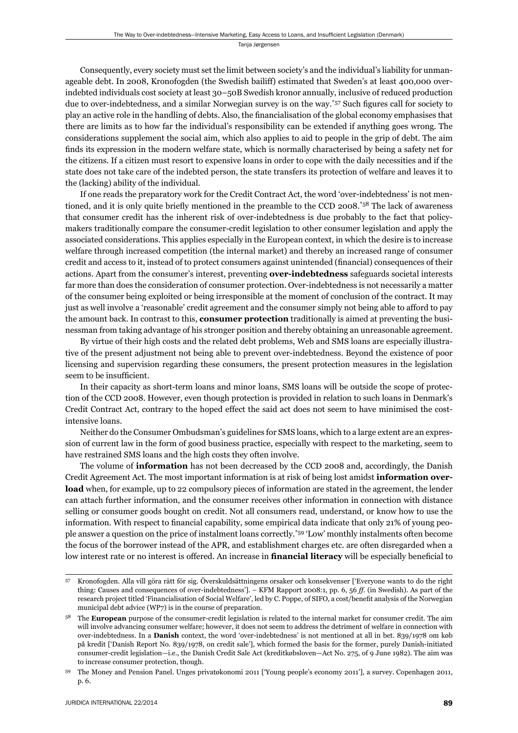Consequently, every society must set the limit between society's and the individual's liability for unmanageable debt. In 2008, Kronofogden (the Swedish bailiff) estimated that Sweden's at least 400,000 over-indebted individuals cost society at least 30–50B Swedish kronor annually, inclusive of reduced production due to over-indebtedness, and a similar Norwegian survey is on the way.*[57] Such figures call for society to play an active role in the handling of debts. Also, the financialisation of the global economy emphasises that there are limits as to how far the individual's responsibility can be extended if anything goes wrong. The considerations supplement the social aim, which also applies to aid to people in the grip of debt. The aim finds its expression in the modern welfare state, which is normally characterised by being a safety net for the citizens. If a citizen must resort to expensive loans in order to cope with the daily necessities and if the state does not take care of the indebted person, the state transfers its protection of welfare and leaves it to the (lacking) ability of the individual.

If one reads the preparatory work for the Credit Contract Act, the word 'over-indebtedness' is not mentioned, and it is only quite briefly mentioned in the preamble to the CCD 2008.*[58] The lack of awareness that consumer credit has the inherent risk of over-indebtedness is due probably to the fact that policymakers traditionally compare the consumer-credit legislation to other consumer legislation and apply the associated considerations. This applies especially in the European context, in which the desire is to increase welfare through increased competition (the internal market) and thereby an increased range of consumer credit and access to it, instead of to protect consumers against unintended (financial) consequences of their actions. Apart from the consumer's interest, preventing **over-indebtedness** safeguards societal interests far more than does the consideration of consumer protection. Over-indebtedness is not necessarily a matter of the consumer being exploited or being irresponsible at the moment of conclusion of the contract. It may just as well involve a 'reasonable' credit agreement and the consumer simply not being able to afford to pay the amount back. In contrast to this, **consumer protection** traditionally is aimed at preventing the businessman from taking advantage of his stronger position and thereby obtaining an unreasonable agreement.

By virtue of their high costs and the related debt problems, Web and SMS loans are especially illustrative of the present adjustment not being able to prevent over-indebtedness. Beyond the existence of poor licensing and supervision regarding these consumers, the present protection measures in the legislation seem to be insufficient.

In their capacity as short-term loans and minor loans, SMS loans will be outside the scope of protection of the CCD 2008. However, even though protection is provided in relation to such loans in Denmark's Credit Contract Act, contrary to the hoped effect the said act does not seem to have minimised the cost-intensive loans.

Neither do the Consumer Ombudsman's guidelines for SMS loans, which to a large extent are an expression of current law in the form of good business practice, especially with respect to the marketing, seem to have restrained SMS loans and the high costs they often involve.

The volume of **information** has not been decreased by the CCD 2008 and, accordingly, the Danish Credit Agreement Act. The most important information is at risk of being lost amidst **information overload** when, for example, up to 22 compulsory pieces of information are stated in the agreement, the lender can attach further information, and the consumer receives other information in connection with distance selling or consumer goods bought on credit. Not all consumers read, understand, or know how to use the information. With respect to financial capability, some empirical data indicate that only 21% of young people answer a question on the price of instalment loans correctly.*[59] 'Low' monthly instalments often become the focus of the borrower instead of the APR, and establishment charges etc. are often disregarded when a low interest rate or no interest is offered. An increase in **financial literacy** will be especially beneficial to

---

[57] Kronofogden. Alla vill göra rätt för sig. Överskuldsättningens orsaker och konsekvenser ['Everyone wants to do the right thing: Causes and consequences of over-indebtedness']. – KFM Rapport 2008:1, pp. 6, 56 *ff*. (in Swedish). As part of the research project titled 'Financialisation of Social Welfare', led by C. Poppe, of SIFO, a cost/benefit analysis of the Norwegian municipal debt advice (WP7) is in the course of preparation.

[58] The **European** purpose of the consumer-credit legislation is related to the internal market for consumer credit. The aim will involve advancing consumer welfare; however, it does not seem to address the detriment of welfare in connection with over-indebtedness. In a **Danish** context, the word 'over-indebtedness' is not mentioned at all in bet. 839/1978 om køb på kredit ['Danish Report No. 839/1978, on credit sale'], which formed the basis for the former, purely Danish-initiated consumer-credit legislation—i.e., the Danish Credit Sale Act (kreditkøbsloven—Act No. 275, of 9 June 1982). The aim was to increase consumer protection, though.

[59] The Money and Pension Panel. Unges privatøkonomi 2011 ['Young people's economy 2011'], a survey. Copenhagen 2011, p. 6.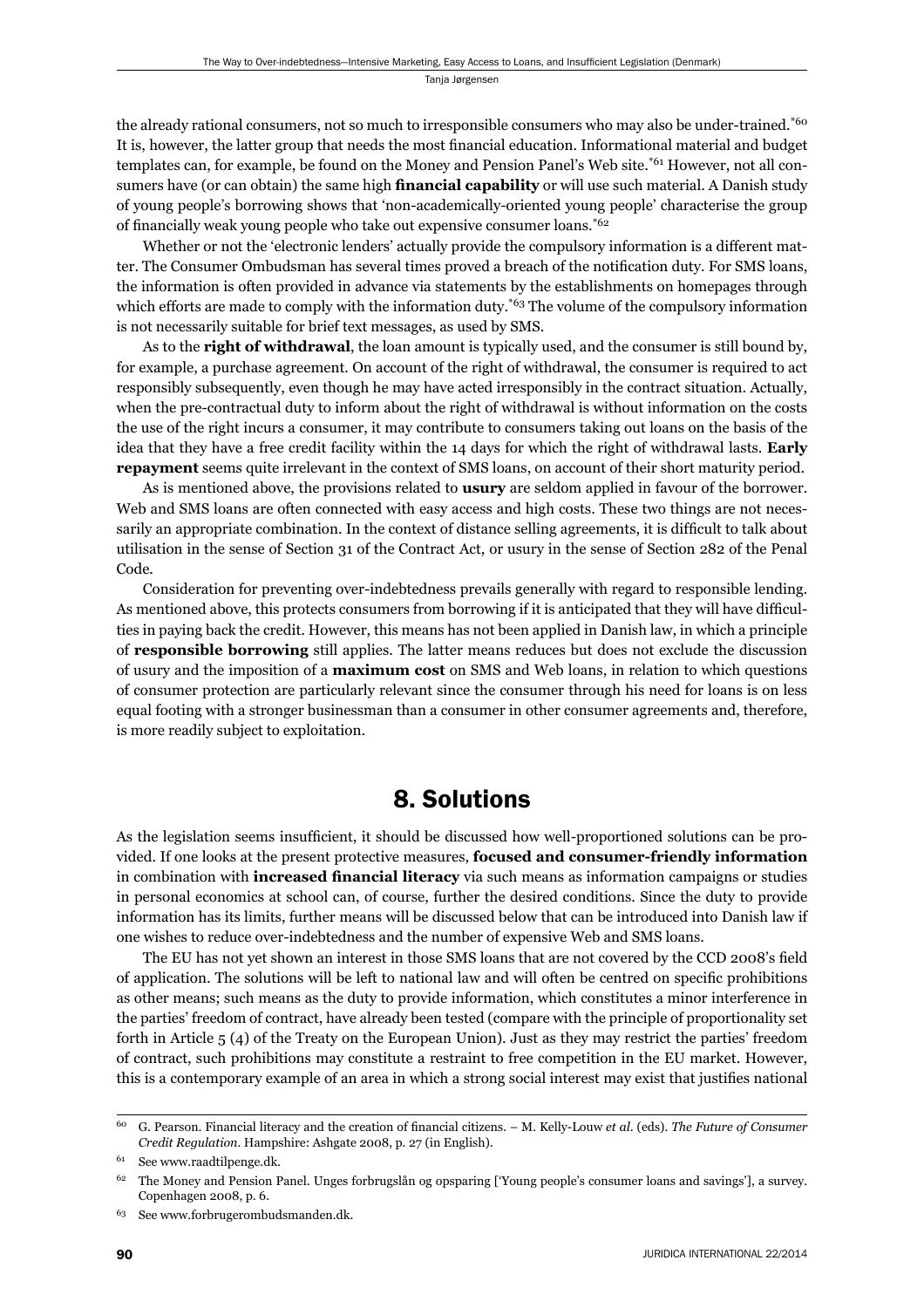the already rational consumers, not so much to irresponsible consumers who may also be under-trained.[60] It is, however, the latter group that needs the most financial education. Informational material and budget templates can, for example, be found on the Money and Pension Panel's Web site.[61] However, not all consumers have (or can obtain) the same high **financial capability** or will use such material. A Danish study of young people's borrowing shows that 'non-academically-oriented young people' characterise the group of financially weak young people who take out expensive consumer loans.[62]

Whether or not the 'electronic lenders' actually provide the compulsory information is a different matter. The Consumer Ombudsman has several times proved a breach of the notification duty. For SMS loans, the information is often provided in advance via statements by the establishments on homepages through which efforts are made to comply with the information duty.[63] The volume of the compulsory information is not necessarily suitable for brief text messages, as used by SMS.

As to the **right of withdrawal**, the loan amount is typically used, and the consumer is still bound by, for example, a purchase agreement. On account of the right of withdrawal, the consumer is required to act responsibly subsequently, even though he may have acted irresponsibly in the contract situation. Actually, when the pre-contractual duty to inform about the right of withdrawal is without information on the costs the use of the right incurs a consumer, it may contribute to consumers taking out loans on the basis of the idea that they have a free credit facility within the 14 days for which the right of withdrawal lasts. **Early repayment** seems quite irrelevant in the context of SMS loans, on account of their short maturity period.

As is mentioned above, the provisions related to **usury** are seldom applied in favour of the borrower. Web and SMS loans are often connected with easy access and high costs. These two things are not necessarily an appropriate combination. In the context of distance selling agreements, it is difficult to talk about utilisation in the sense of Section 31 of the Contract Act, or usury in the sense of Section 282 of the Penal Code.

Consideration for preventing over-indebtedness prevails generally with regard to responsible lending. As mentioned above, this protects consumers from borrowing if it is anticipated that they will have difficulties in paying back the credit. However, this means has not been applied in Danish law, in which a principle of **responsible borrowing** still applies. The latter means reduces but does not exclude the discussion of usury and the imposition of a **maximum cost** on SMS and Web loans, in relation to which questions of consumer protection are particularly relevant since the consumer through his need for loans is on less equal footing with a stronger businessman than a consumer in other consumer agreements and, therefore, is more readily subject to exploitation.

## 8. Solutions

As the legislation seems insufficient, it should be discussed how well-proportioned solutions can be provided. If one looks at the present protective measures, **focused and consumer-friendly information** in combination with **increased financial literacy** via such means as information campaigns or studies in personal economics at school can, of course, further the desired conditions. Since the duty to provide information has its limits, further means will be discussed below that can be introduced into Danish law if one wishes to reduce over-indebtedness and the number of expensive Web and SMS loans.

The EU has not yet shown an interest in those SMS loans that are not covered by the CCD 2008's field of application. The solutions will be left to national law and will often be centred on specific prohibitions as other means; such means as the duty to provide information, which constitutes a minor interference in the parties' freedom of contract, have already been tested (compare with the principle of proportionality set forth in Article 5 (4) of the Treaty on the European Union). Just as they may restrict the parties' freedom of contract, such prohibitions may constitute a restraint to free competition in the EU market. However, this is a contemporary example of an area in which a strong social interest may exist that justifies national

[60] G. Pearson. Financial literacy and the creation of financial citizens. – M. Kelly-Louw *et al*. (eds). *The Future of Consumer Credit Regulation*. Hampshire: Ashgate 2008, p. 27 (in English).

[61] See www.raadtilpenge.dk.

[62] The Money and Pension Panel. Unges forbrugslån og opsparing ['Young people's consumer loans and savings'], a survey. Copenhagen 2008, p. 6.

[63] See www.forbrugerombudsmanden.dk.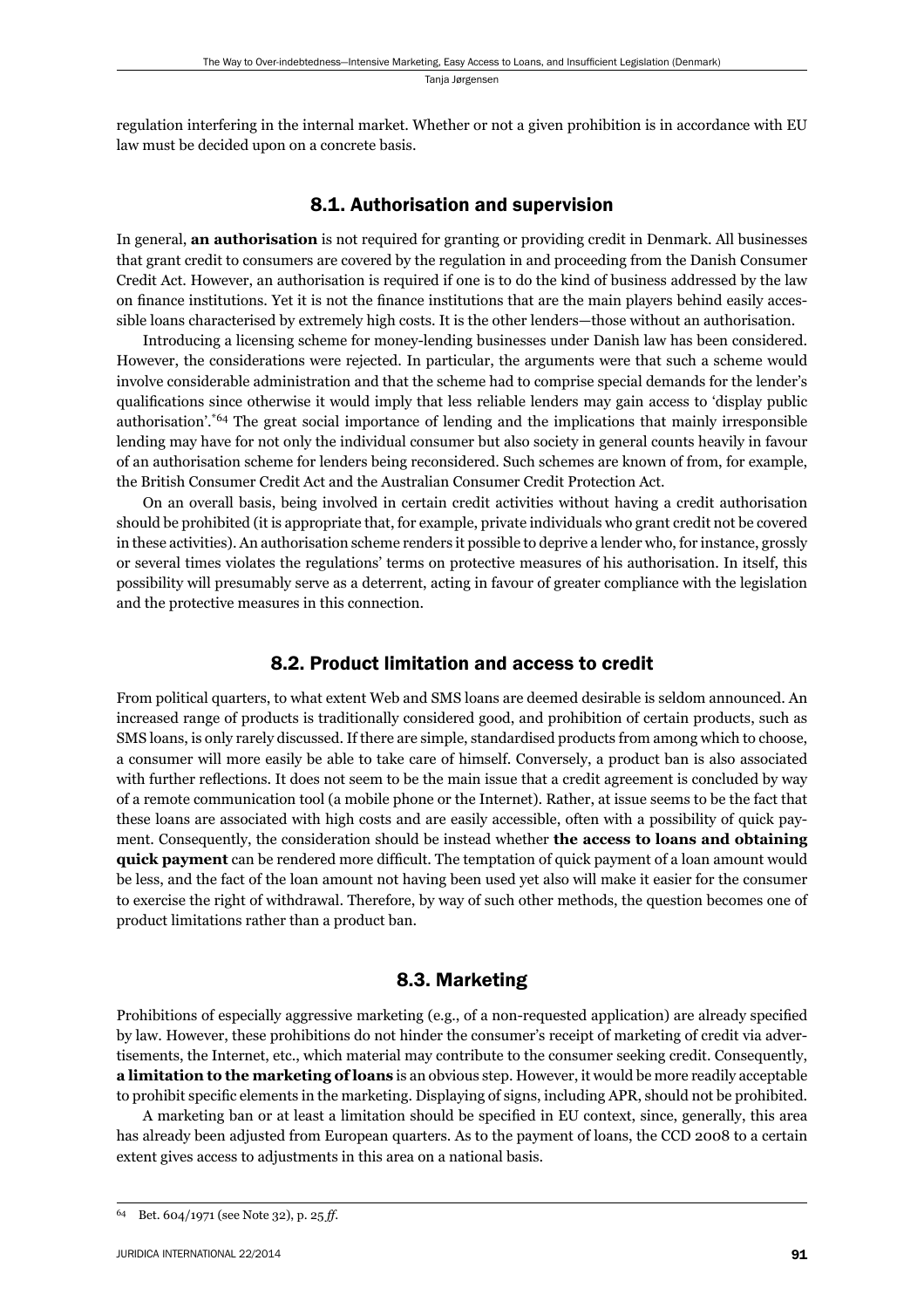regulation interfering in the internal market. Whether or not a given prohibition is in accordance with EU law must be decided upon on a concrete basis.

## 8.1. Authorisation and supervision

In general, **an authorisation** is not required for granting or providing credit in Denmark. All businesses that grant credit to consumers are covered by the regulation in and proceeding from the Danish Consumer Credit Act. However, an authorisation is required if one is to do the kind of business addressed by the law on finance institutions. Yet it is not the finance institutions that are the main players behind easily accessible loans characterised by extremely high costs. It is the other lenders—those without an authorisation.

Introducing a licensing scheme for money-lending businesses under Danish law has been considered. However, the considerations were rejected. In particular, the arguments were that such a scheme would involve considerable administration and that the scheme had to comprise special demands for the lender's qualifications since otherwise it would imply that less reliable lenders may gain access to 'display public authorisation'.[*64] The great social importance of lending and the implications that mainly irresponsible lending may have for not only the individual consumer but also society in general counts heavily in favour of an authorisation scheme for lenders being reconsidered. Such schemes are known of from, for example, the British Consumer Credit Act and the Australian Consumer Credit Protection Act.

On an overall basis, being involved in certain credit activities without having a credit authorisation should be prohibited (it is appropriate that, for example, private individuals who grant credit not be covered in these activities). An authorisation scheme renders it possible to deprive a lender who, for instance, grossly or several times violates the regulations' terms on protective measures of his authorisation. In itself, this possibility will presumably serve as a deterrent, acting in favour of greater compliance with the legislation and the protective measures in this connection.

## 8.2. Product limitation and access to credit

From political quarters, to what extent Web and SMS loans are deemed desirable is seldom announced. An increased range of products is traditionally considered good, and prohibition of certain products, such as SMS loans, is only rarely discussed. If there are simple, standardised products from among which to choose, a consumer will more easily be able to take care of himself. Conversely, a product ban is also associated with further reflections. It does not seem to be the main issue that a credit agreement is concluded by way of a remote communication tool (a mobile phone or the Internet). Rather, at issue seems to be the fact that these loans are associated with high costs and are easily accessible, often with a possibility of quick payment. Consequently, the consideration should be instead whether **the access to loans and obtaining quick payment** can be rendered more difficult. The temptation of quick payment of a loan amount would be less, and the fact of the loan amount not having been used yet also will make it easier for the consumer to exercise the right of withdrawal. Therefore, by way of such other methods, the question becomes one of product limitations rather than a product ban.

## 8.3. Marketing

Prohibitions of especially aggressive marketing (e.g., of a non-requested application) are already specified by law. However, these prohibitions do not hinder the consumer's receipt of marketing of credit via advertisements, the Internet, etc., which material may contribute to the consumer seeking credit. Consequently, **a limitation to the marketing of loans** is an obvious step. However, it would be more readily acceptable to prohibit specific elements in the marketing. Displaying of signs, including APR, should not be prohibited.

A marketing ban or at least a limitation should be specified in EU context, since, generally, this area has already been adjusted from European quarters. As to the payment of loans, the CCD 2008 to a certain extent gives access to adjustments in this area on a national basis.

---

64 Bet. 604/1971 (see Note 32), p. 25 *ff*.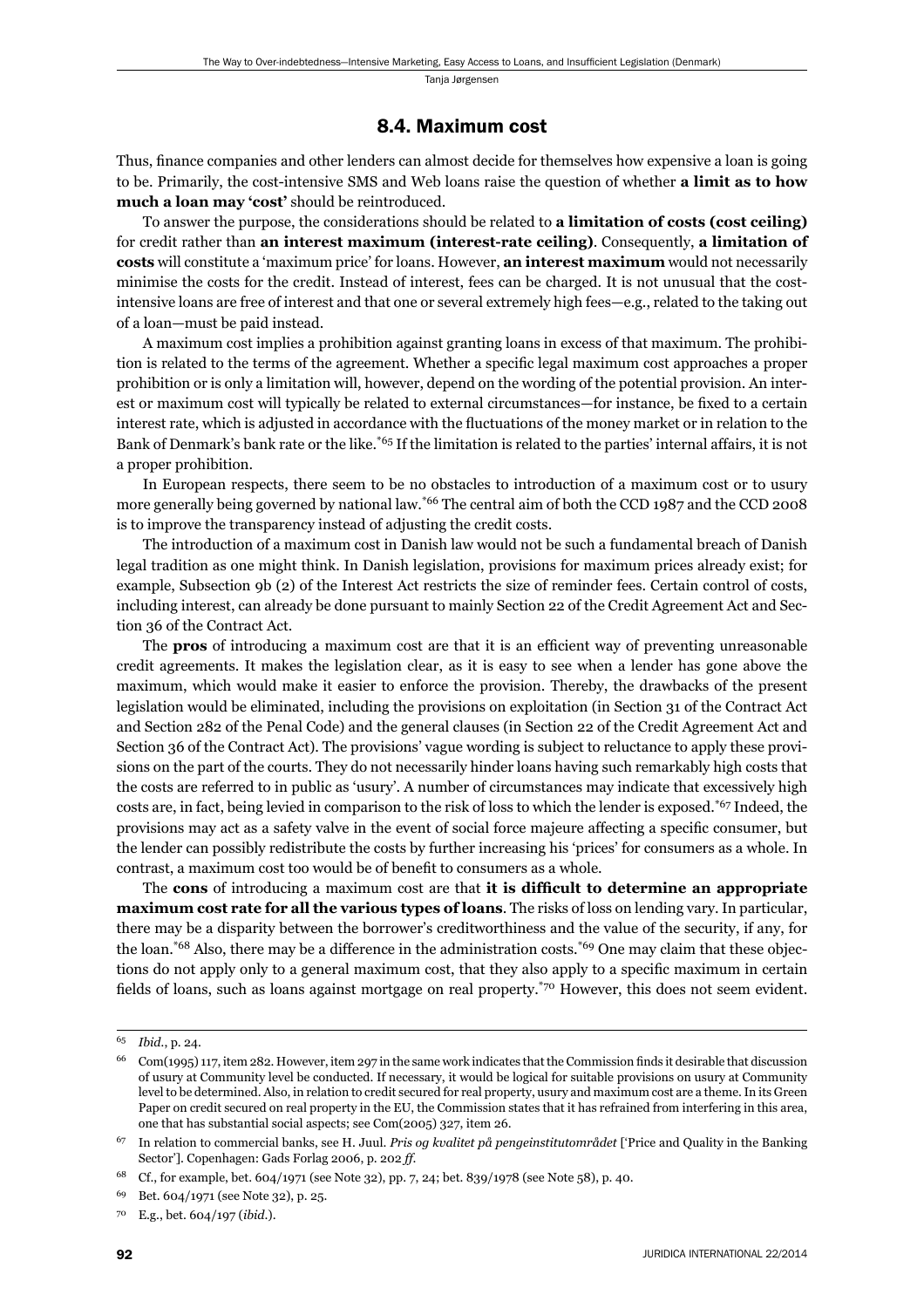## 8.4. Maximum cost

Thus, finance companies and other lenders can almost decide for themselves how expensive a loan is going to be. Primarily, the cost-intensive SMS and Web loans raise the question of whether **a limit as to how much a loan may 'cost'** should be reintroduced.

To answer the purpose, the considerations should be related to **a limitation of costs (cost ceiling)** for credit rather than **an interest maximum (interest-rate ceiling)**. Consequently, **a limitation of costs** will constitute a 'maximum price' for loans. However, **an interest maximum** would not necessarily minimise the costs for the credit. Instead of interest, fees can be charged. It is not unusual that the cost-intensive loans are free of interest and that one or several extremely high fees—e.g., related to the taking out of a loan—must be paid instead.

A maximum cost implies a prohibition against granting loans in excess of that maximum. The prohibition is related to the terms of the agreement. Whether a specific legal maximum cost approaches a proper prohibition or is only a limitation will, however, depend on the wording of the potential provision. An interest or maximum cost will typically be related to external circumstances—for instance, be fixed to a certain interest rate, which is adjusted in accordance with the fluctuations of the money market or in relation to the Bank of Denmark's bank rate or the like.*[65] If the limitation is related to the parties' internal affairs, it is not a proper prohibition.

In European respects, there seem to be no obstacles to introduction of a maximum cost or to usury more generally being governed by national law.*[66] The central aim of both the CCD 1987 and the CCD 2008 is to improve the transparency instead of adjusting the credit costs.

The introduction of a maximum cost in Danish law would not be such a fundamental breach of Danish legal tradition as one might think. In Danish legislation, provisions for maximum prices already exist; for example, Subsection 9b (2) of the Interest Act restricts the size of reminder fees. Certain control of costs, including interest, can already be done pursuant to mainly Section 22 of the Credit Agreement Act and Section 36 of the Contract Act.

The **pros** of introducing a maximum cost are that it is an efficient way of preventing unreasonable credit agreements. It makes the legislation clear, as it is easy to see when a lender has gone above the maximum, which would make it easier to enforce the provision. Thereby, the drawbacks of the present legislation would be eliminated, including the provisions on exploitation (in Section 31 of the Contract Act and Section 282 of the Penal Code) and the general clauses (in Section 22 of the Credit Agreement Act and Section 36 of the Contract Act). The provisions' vague wording is subject to reluctance to apply these provisions on the part of the courts. They do not necessarily hinder loans having such remarkably high costs that the costs are referred to in public as 'usury'. A number of circumstances may indicate that excessively high costs are, in fact, being levied in comparison to the risk of loss to which the lender is exposed.*[67] Indeed, the provisions may act as a safety valve in the event of social force majeure affecting a specific consumer, but the lender can possibly redistribute the costs by further increasing his 'prices' for consumers as a whole. In contrast, a maximum cost too would be of benefit to consumers as a whole.

The **cons** of introducing a maximum cost are that **it is difficult to determine an appropriate maximum cost rate for all the various types of loans**. The risks of loss on lending vary. In particular, there may be a disparity between the borrower's creditworthiness and the value of the security, if any, for the loan.*[68] Also, there may be a difference in the administration costs.*[69] One may claim that these objections do not apply only to a general maximum cost, that they also apply to a specific maximum in certain fields of loans, such as loans against mortgage on real property.*[70] However, this does not seem evident.

---

[65] *Ibid.*, p. 24.

[66] Com(1995) 117, item 282. However, item 297 in the same work indicates that the Commission finds it desirable that discussion of usury at Community level be conducted. If necessary, it would be logical for suitable provisions on usury at Community level to be determined. Also, in relation to credit secured for real property, usury and maximum cost are a theme. In its Green Paper on credit secured on real property in the EU, the Commission states that it has refrained from interfering in this area, one that has substantial social aspects; see Com(2005) 327, item 26.

[67] In relation to commercial banks, see H. Juul. *Pris og kvalitet på pengeinstitutområdet* ['Price and Quality in the Banking Sector']. Copenhagen: Gads Forlag 2006, p. 202 *ff.*

[68] Cf., for example, bet. 604/1971 (see Note 32), pp. 7, 24; bet. 839/1978 (see Note 58), p. 40.

[69] Bet. 604/1971 (see Note 32), p. 25.

[70] E.g., bet. 604/197 (*ibid.*).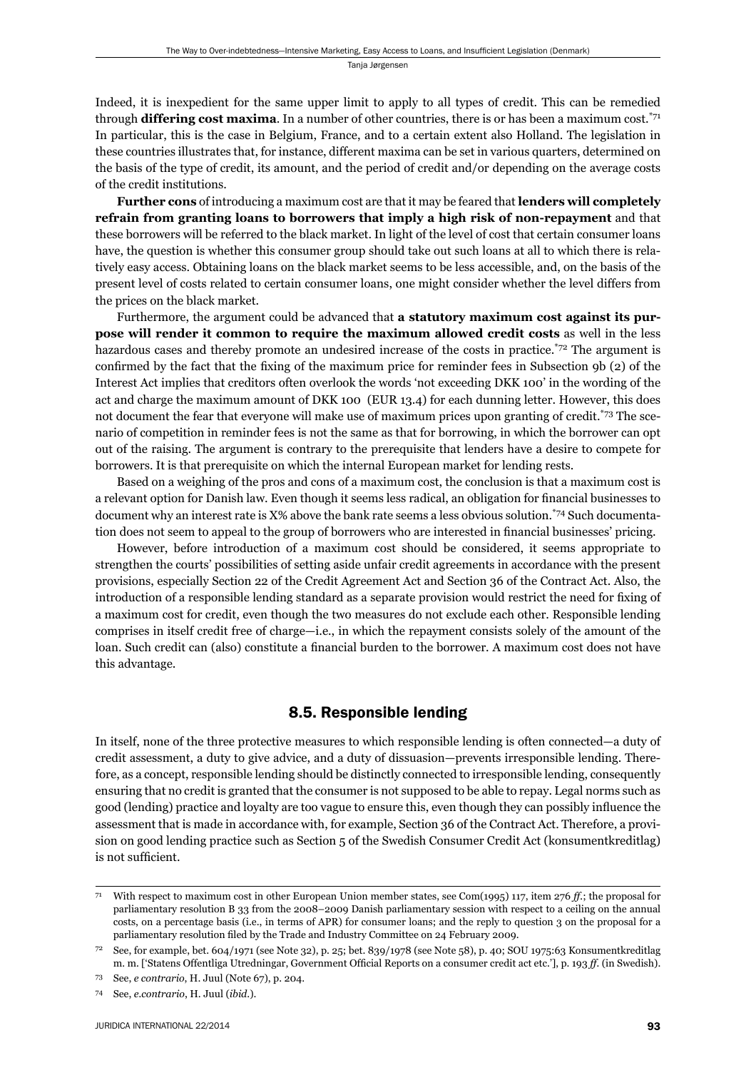Indeed, it is inexpedient for the same upper limit to apply to all types of credit. This can be remedied through **differing cost maxima**. In a number of other countries, there is or has been a maximum cost.[*71] In particular, this is the case in Belgium, France, and to a certain extent also Holland. The legislation in these countries illustrates that, for instance, different maxima can be set in various quarters, determined on the basis of the type of credit, its amount, and the period of credit and/or depending on the average costs of the credit institutions.

**Further cons** of introducing a maximum cost are that it may be feared that **lenders will completely refrain from granting loans to borrowers that imply a high risk of non-repayment** and that these borrowers will be referred to the black market. In light of the level of cost that certain consumer loans have, the question is whether this consumer group should take out such loans at all to which there is relatively easy access. Obtaining loans on the black market seems to be less accessible, and, on the basis of the present level of costs related to certain consumer loans, one might consider whether the level differs from the prices on the black market.

Furthermore, the argument could be advanced that **a statutory maximum cost against its purpose will render it common to require the maximum allowed credit costs** as well in the less hazardous cases and thereby promote an undesired increase of the costs in practice.[*72] The argument is confirmed by the fact that the fixing of the maximum price for reminder fees in Subsection 9b (2) of the Interest Act implies that creditors often overlook the words 'not exceeding DKK 100' in the wording of the act and charge the maximum amount of DKK 100 (EUR 13.4) for each dunning letter. However, this does not document the fear that everyone will make use of maximum prices upon granting of credit.[*73] The scenario of competition in reminder fees is not the same as that for borrowing, in which the borrower can opt out of the raising. The argument is contrary to the prerequisite that lenders have a desire to compete for borrowers. It is that prerequisite on which the internal European market for lending rests.

Based on a weighing of the pros and cons of a maximum cost, the conclusion is that a maximum cost is a relevant option for Danish law. Even though it seems less radical, an obligation for financial businesses to document why an interest rate is X% above the bank rate seems a less obvious solution.[*74] Such documentation does not seem to appeal to the group of borrowers who are interested in financial businesses' pricing.

However, before introduction of a maximum cost should be considered, it seems appropriate to strengthen the courts' possibilities of setting aside unfair credit agreements in accordance with the present provisions, especially Section 22 of the Credit Agreement Act and Section 36 of the Contract Act. Also, the introduction of a responsible lending standard as a separate provision would restrict the need for fixing of a maximum cost for credit, even though the two measures do not exclude each other. Responsible lending comprises in itself credit free of charge—i.e., in which the repayment consists solely of the amount of the loan. Such credit can (also) constitute a financial burden to the borrower. A maximum cost does not have this advantage.

## 8.5. Responsible lending

In itself, none of the three protective measures to which responsible lending is often connected—a duty of credit assessment, a duty to give advice, and a duty of dissuasion—prevents irresponsible lending. Therefore, as a concept, responsible lending should be distinctly connected to irresponsible lending, consequently ensuring that no credit is granted that the consumer is not supposed to be able to repay. Legal norms such as good (lending) practice and loyalty are too vague to ensure this, even though they can possibly influence the assessment that is made in accordance with, for example, Section 36 of the Contract Act. Therefore, a provision on good lending practice such as Section 5 of the Swedish Consumer Credit Act (konsumentkreditlag) is not sufficient.

---

71 With respect to maximum cost in other European Union member states, see Com(1995) 117, item 276 *ff.*; the proposal for parliamentary resolution B 33 from the 2008–2009 Danish parliamentary session with respect to a ceiling on the annual costs, on a percentage basis (i.e., in terms of APR) for consumer loans; and the reply to question 3 on the proposal for a parliamentary resolution filed by the Trade and Industry Committee on 24 February 2009.

72 See, for example, bet. 604/1971 (see Note 32), p. 25; bet. 839/1978 (see Note 58), p. 40; SOU 1975:63 Konsumentkreditlag m. m. ['Statens Offentliga Utredningar, Government Official Reports on a consumer credit act etc.'], p. 193 *ff.* (in Swedish).

73 See, *e contrario*, H. Juul (Note 67), p. 204.

74 See, *e.contrario*, H. Juul (*ibid.*).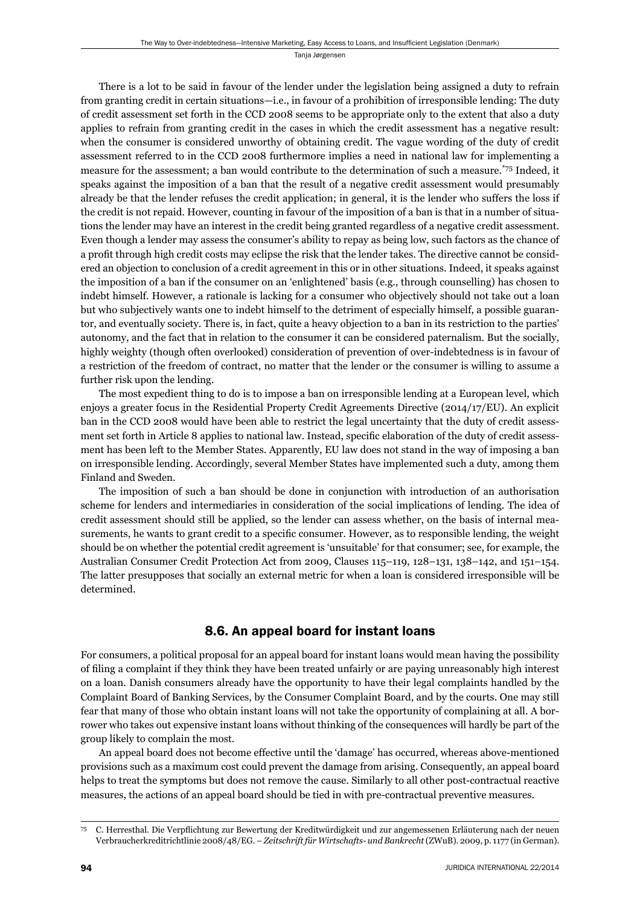There is a lot to be said in favour of the lender under the legislation being assigned a duty to refrain from granting credit in certain situations—i.e., in favour of a prohibition of irresponsible lending: The duty of credit assessment set forth in the CCD 2008 seems to be appropriate only to the extent that also a duty applies to refrain from granting credit in the cases in which the credit assessment has a negative result: when the consumer is considered unworthy of obtaining credit. The vague wording of the duty of credit assessment referred to in the CCD 2008 furthermore implies a need in national law for implementing a measure for the assessment; a ban would contribute to the determination of such a measure.[*75] Indeed, it speaks against the imposition of a ban that the result of a negative credit assessment would presumably already be that the lender refuses the credit application; in general, it is the lender who suffers the loss if the credit is not repaid. However, counting in favour of the imposition of a ban is that in a number of situations the lender may have an interest in the credit being granted regardless of a negative credit assessment. Even though a lender may assess the consumer's ability to repay as being low, such factors as the chance of a profit through high credit costs may eclipse the risk that the lender takes. The directive cannot be considered an objection to conclusion of a credit agreement in this or in other situations. Indeed, it speaks against the imposition of a ban if the consumer on an 'enlightened' basis (e.g., through counselling) has chosen to indebt himself. However, a rationale is lacking for a consumer who objectively should not take out a loan but who subjectively wants one to indebt himself to the detriment of especially himself, a possible guarantor, and eventually society. There is, in fact, quite a heavy objection to a ban in its restriction to the parties' autonomy, and the fact that in relation to the consumer it can be considered paternalism. But the socially, highly weighty (though often overlooked) consideration of prevention of over-indebtedness is in favour of a restriction of the freedom of contract, no matter that the lender or the consumer is willing to assume a further risk upon the lending.

The most expedient thing to do is to impose a ban on irresponsible lending at a European level, which enjoys a greater focus in the Residential Property Credit Agreements Directive (2014/17/EU). An explicit ban in the CCD 2008 would have been able to restrict the legal uncertainty that the duty of credit assessment set forth in Article 8 applies to national law. Instead, specific elaboration of the duty of credit assessment has been left to the Member States. Apparently, EU law does not stand in the way of imposing a ban on irresponsible lending. Accordingly, several Member States have implemented such a duty, among them Finland and Sweden.

The imposition of such a ban should be done in conjunction with introduction of an authorisation scheme for lenders and intermediaries in consideration of the social implications of lending. The idea of credit assessment should still be applied, so the lender can assess whether, on the basis of internal measurements, he wants to grant credit to a specific consumer. However, as to responsible lending, the weight should be on whether the potential credit agreement is 'unsuitable' for that consumer; see, for example, the Australian Consumer Credit Protection Act from 2009, Clauses 115–119, 128–131, 138–142, and 151–154. The latter presupposes that socially an external metric for when a loan is considered irresponsible will be determined.

## 8.6. An appeal board for instant loans

For consumers, a political proposal for an appeal board for instant loans would mean having the possibility of filing a complaint if they think they have been treated unfairly or are paying unreasonably high interest on a loan. Danish consumers already have the opportunity to have their legal complaints handled by the Complaint Board of Banking Services, by the Consumer Complaint Board, and by the courts. One may still fear that many of those who obtain instant loans will not take the opportunity of complaining at all. A borrower who takes out expensive instant loans without thinking of the consequences will hardly be part of the group likely to complain the most.

An appeal board does not become effective until the 'damage' has occurred, whereas above-mentioned provisions such as a maximum cost could prevent the damage from arising. Consequently, an appeal board helps to treat the symptoms but does not remove the cause. Similarly to all other post-contractual reactive measures, the actions of an appeal board should be tied in with pre-contractual preventive measures.

---

75 C. Herresthal. Die Verpflichtung zur Bewertung der Kreditwürdigkeit und zur angemessenen Erläuterung nach der neuen Verbraucherkreditrichtlinie 2008/48/EG. – *Zeitschrift für Wirtschafts- und Bankrecht* (ZWuB). 2009, p. 1177 (in German).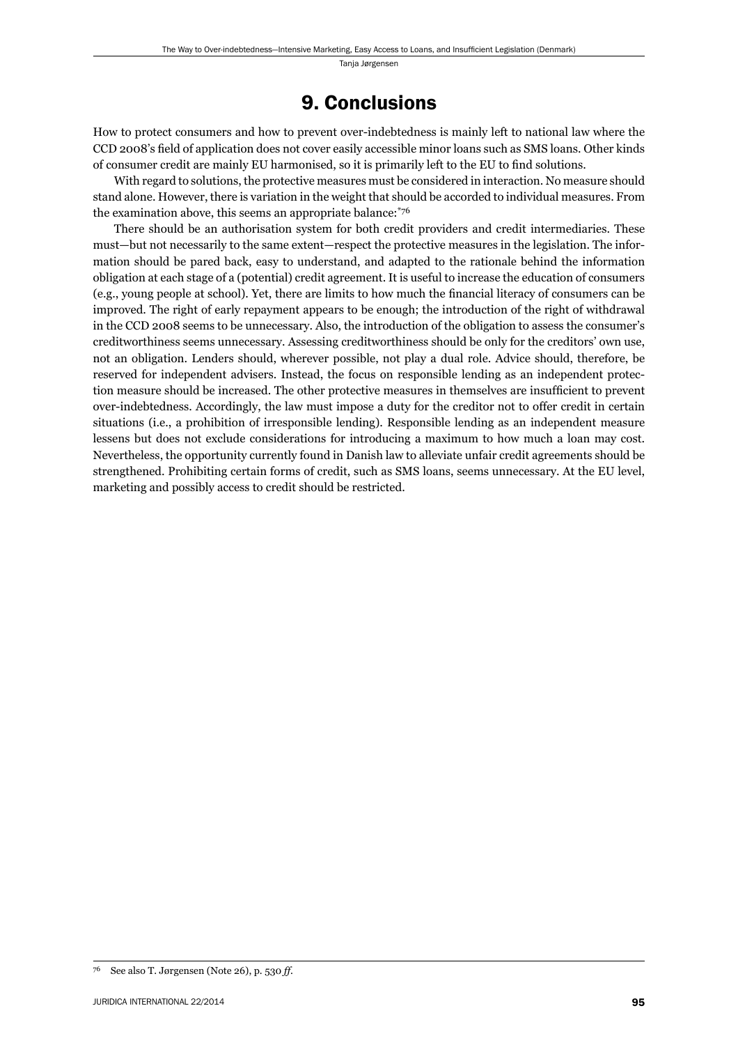# 9. Conclusions

How to protect consumers and how to prevent over-indebtedness is mainly left to national law where the CCD 2008's field of application does not cover easily accessible minor loans such as SMS loans. Other kinds of consumer credit are mainly EU harmonised, so it is primarily left to the EU to find solutions.

With regard to solutions, the protective measures must be considered in interaction. No measure should stand alone. However, there is variation in the weight that should be accorded to individual measures. From the examination above, this seems an appropriate balance:*[76]

There should be an authorisation system for both credit providers and credit intermediaries. These must—but not necessarily to the same extent—respect the protective measures in the legislation. The information should be pared back, easy to understand, and adapted to the rationale behind the information obligation at each stage of a (potential) credit agreement. It is useful to increase the education of consumers (e.g., young people at school). Yet, there are limits to how much the financial literacy of consumers can be improved. The right of early repayment appears to be enough; the introduction of the right of withdrawal in the CCD 2008 seems to be unnecessary. Also, the introduction of the obligation to assess the consumer's creditworthiness seems unnecessary. Assessing creditworthiness should be only for the creditors' own use, not an obligation. Lenders should, wherever possible, not play a dual role. Advice should, therefore, be reserved for independent advisers. Instead, the focus on responsible lending as an independent protection measure should be increased. The other protective measures in themselves are insufficient to prevent over-indebtedness. Accordingly, the law must impose a duty for the creditor not to offer credit in certain situations (i.e., a prohibition of irresponsible lending). Responsible lending as an independent measure lessens but does not exclude considerations for introducing a maximum to how much a loan may cost. Nevertheless, the opportunity currently found in Danish law to alleviate unfair credit agreements should be strengthened. Prohibiting certain forms of credit, such as SMS loans, seems unnecessary. At the EU level, marketing and possibly access to credit should be restricted.

[76] See also T. Jørgensen (Note 26), p. 530 *ff*.